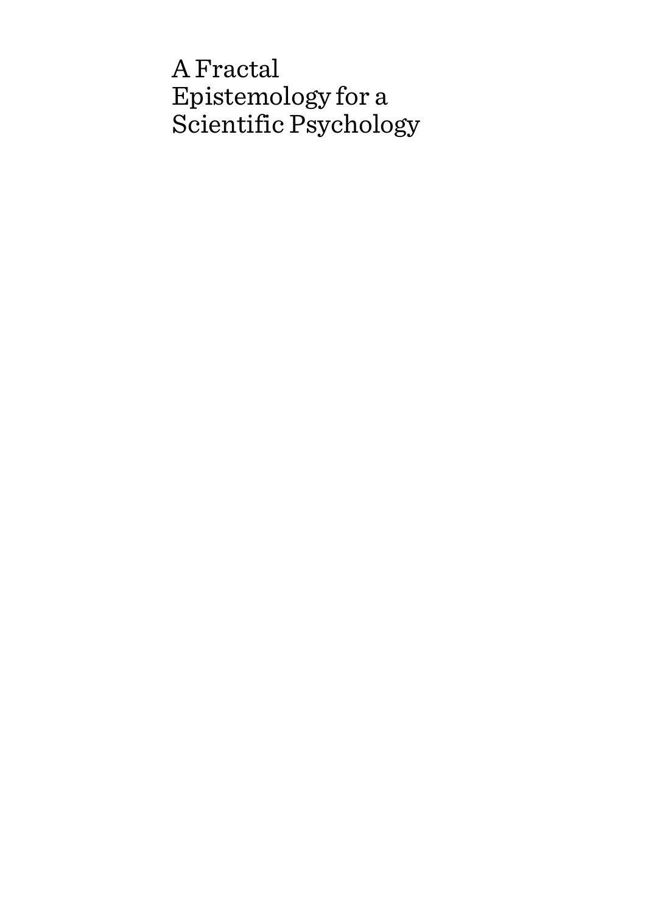# A Fractal Epistemology for a Scientific Psychology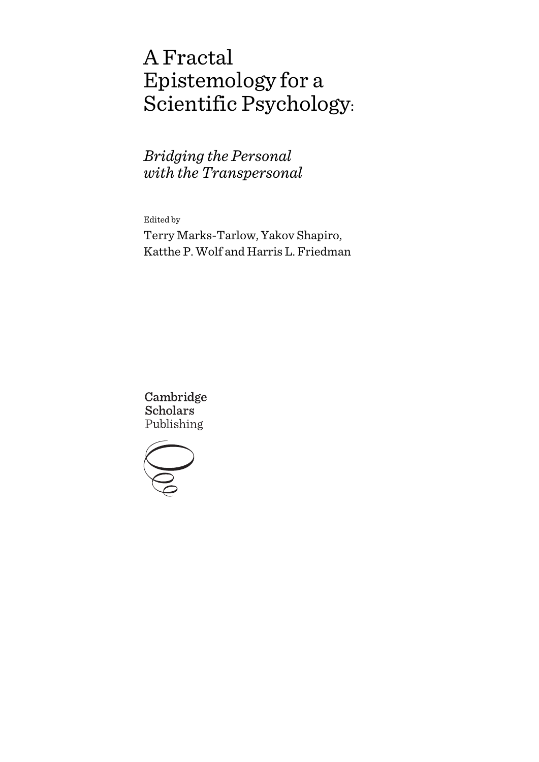# A Fractal Epistemology for a Scientific Psychology:

## *Bridging the Personal with the Transpersonal*

Edited by

Terry Marks-Tarlow, Yakov Shapiro, Katthe P. Wolf and Harris L. Friedman

Cambridge Scholars Publishing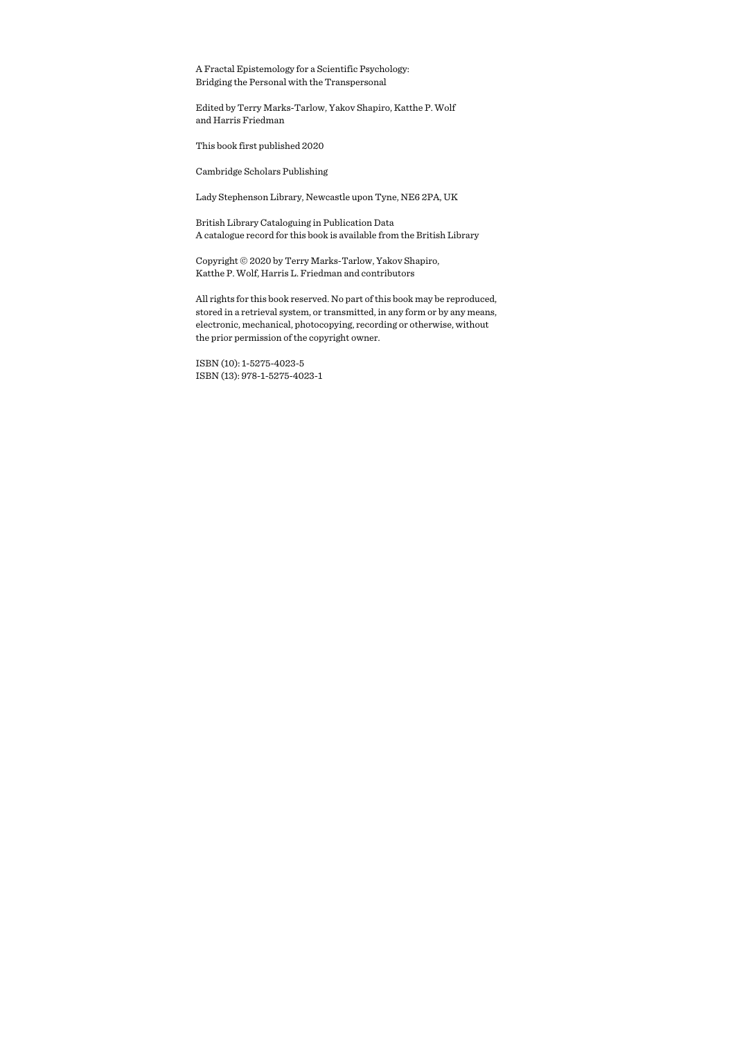A Fractal Epistemology for a Scientific Psychology:
Bridging the Personal with the Transpersonal

Edited by Terry Marks-Tarlow, Yakov Shapiro, Katthe P. Wolf
and Harris Friedman

This book first published 2020

Cambridge Scholars Publishing

Lady Stephenson Library, Newcastle upon Tyne, NE6 2PA, UK

British Library Cataloguing in Publication Data
A catalogue record for this book is available from the British Library

Copyright © 2020 by Terry Marks-Tarlow, Yakov Shapiro,
Katthe P. Wolf, Harris L. Friedman and contributors

All rights for this book reserved. No part of this book may be reproduced, stored in a retrieval system, or transmitted, in any form or by any means, electronic, mechanical, photocopying, recording or otherwise, without the prior permission of the copyright owner.

ISBN (10): 1-5275-4023-5
ISBN (13): 978-1-5275-4023-1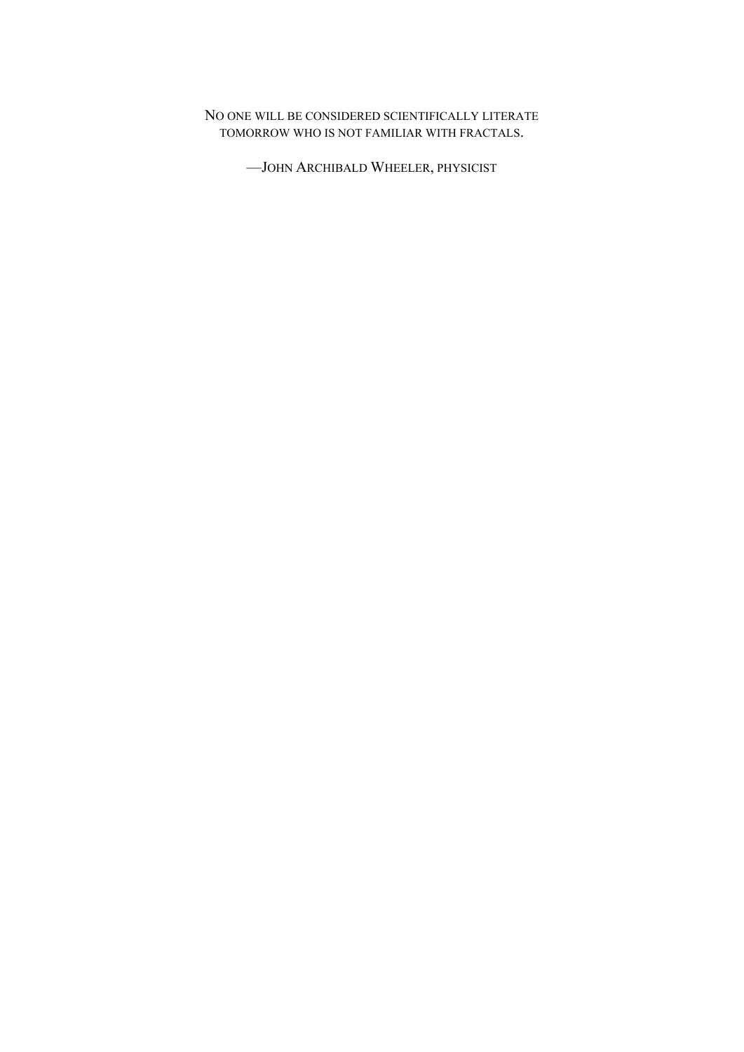No one will be considered scientifically literate tomorrow who is not familiar with fractals.

—John Archibald Wheeler, physicist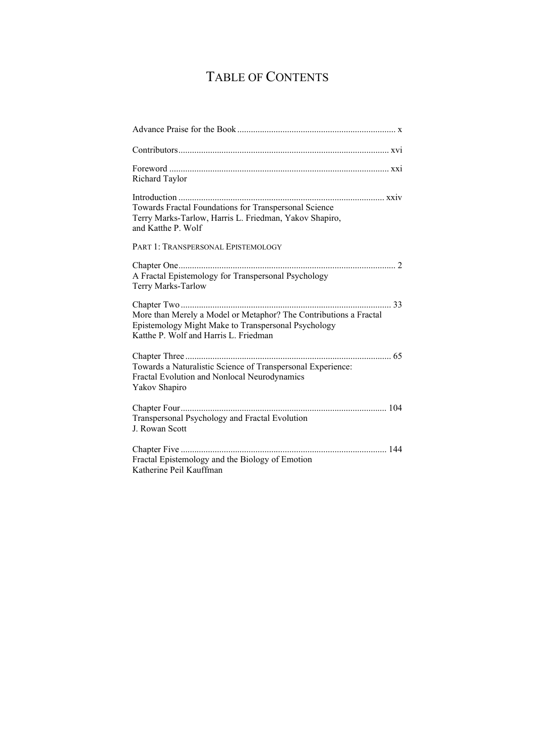# TABLE OF CONTENTS

Advance Praise for the Book ..................................................................... x

Contributors ............................................................................................ xvi

Foreword ................................................................................................ xxi
Richard Taylor

Introduction .......................................................................................... xxiv
Towards Fractal Foundations for Transpersonal Science
Terry Marks-Tarlow, Harris L. Friedman, Yakov Shapiro, and Katthe P. Wolf

PART 1: TRANSPERSONAL EPISTEMOLOGY

Chapter One ............................................................................................... 2
A Fractal Epistemology for Transpersonal Psychology
Terry Marks-Tarlow

Chapter Two ............................................................................................. 33
More than Merely a Model or Metaphor? The Contributions a Fractal Epistemology Might Make to Transpersonal Psychology
Katthe P. Wolf and Harris L. Friedman

Chapter Three ........................................................................................... 65
Towards a Naturalistic Science of Transpersonal Experience: Fractal Evolution and Nonlocal Neurodynamics
Yakov Shapiro

Chapter Four ........................................................................................... 104
Transpersonal Psychology and Fractal Evolution
J. Rowan Scott

Chapter Five ........................................................................................... 144
Fractal Epistemology and the Biology of Emotion
Katherine Peil Kauffman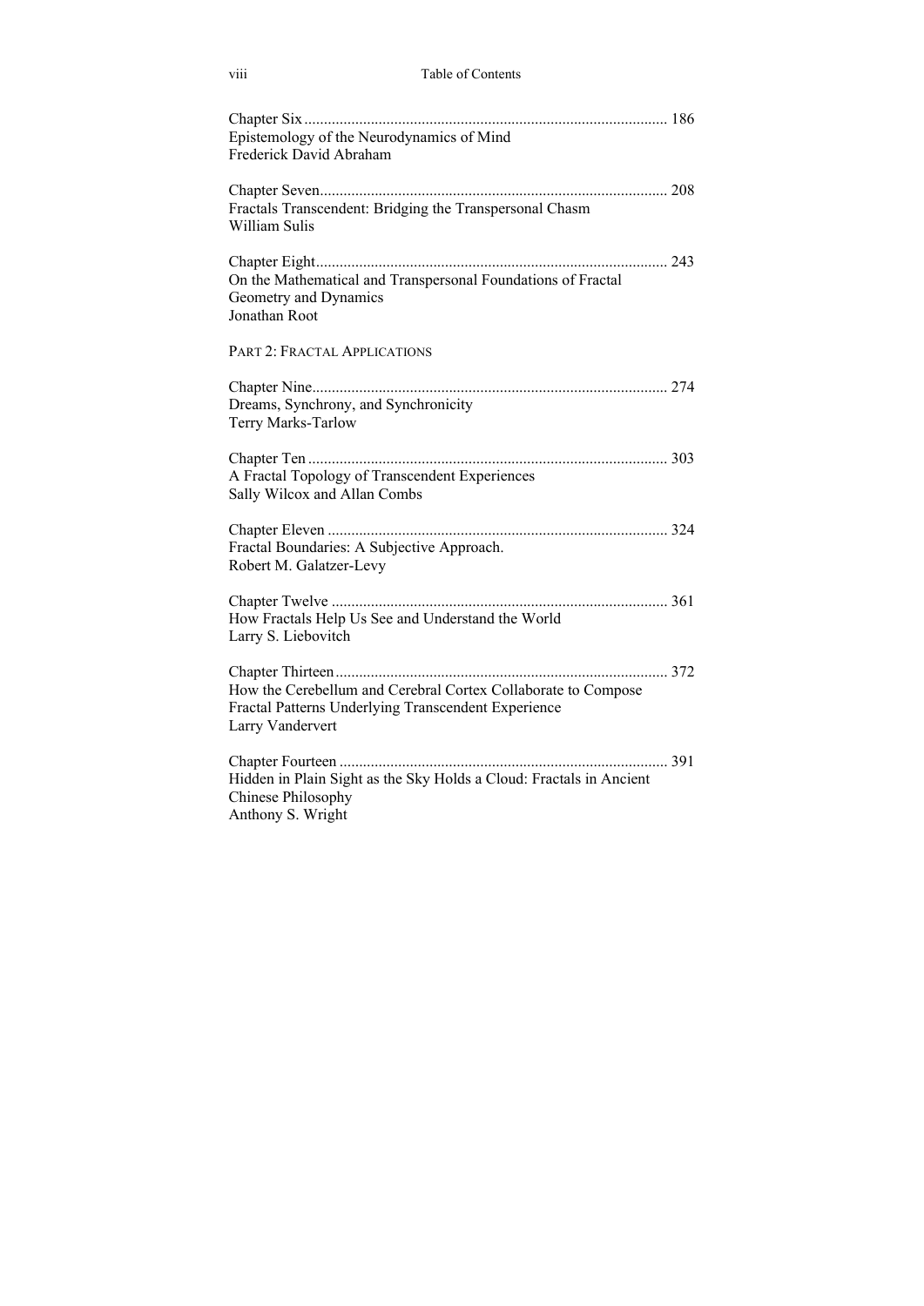Chapter Six ............................................................................................ 186
Epistemology of the Neurodynamics of Mind
Frederick David Abraham

Chapter Seven........................................................................................ 208
Fractals Transcendent: Bridging the Transpersonal Chasm
William Sulis

Chapter Eight......................................................................................... 243
On the Mathematical and Transpersonal Foundations of Fractal Geometry and Dynamics
Jonathan Root

PART 2: FRACTAL APPLICATIONS

Chapter Nine.......................................................................................... 274
Dreams, Synchrony, and Synchronicity
Terry Marks-Tarlow

Chapter Ten ........................................................................................... 303
A Fractal Topology of Transcendent Experiences
Sally Wilcox and Allan Combs

Chapter Eleven ...................................................................................... 324
Fractal Boundaries: A Subjective Approach.
Robert M. Galatzer-Levy

Chapter Twelve ..................................................................................... 361
How Fractals Help Us See and Understand the World
Larry S. Liebovitch

Chapter Thirteen.................................................................................... 372
How the Cerebellum and Cerebral Cortex Collaborate to Compose Fractal Patterns Underlying Transcendent Experience
Larry Vandervert

Chapter Fourteen ................................................................................... 391
Hidden in Plain Sight as the Sky Holds a Cloud: Fractals in Ancient Chinese Philosophy
Anthony S. Wright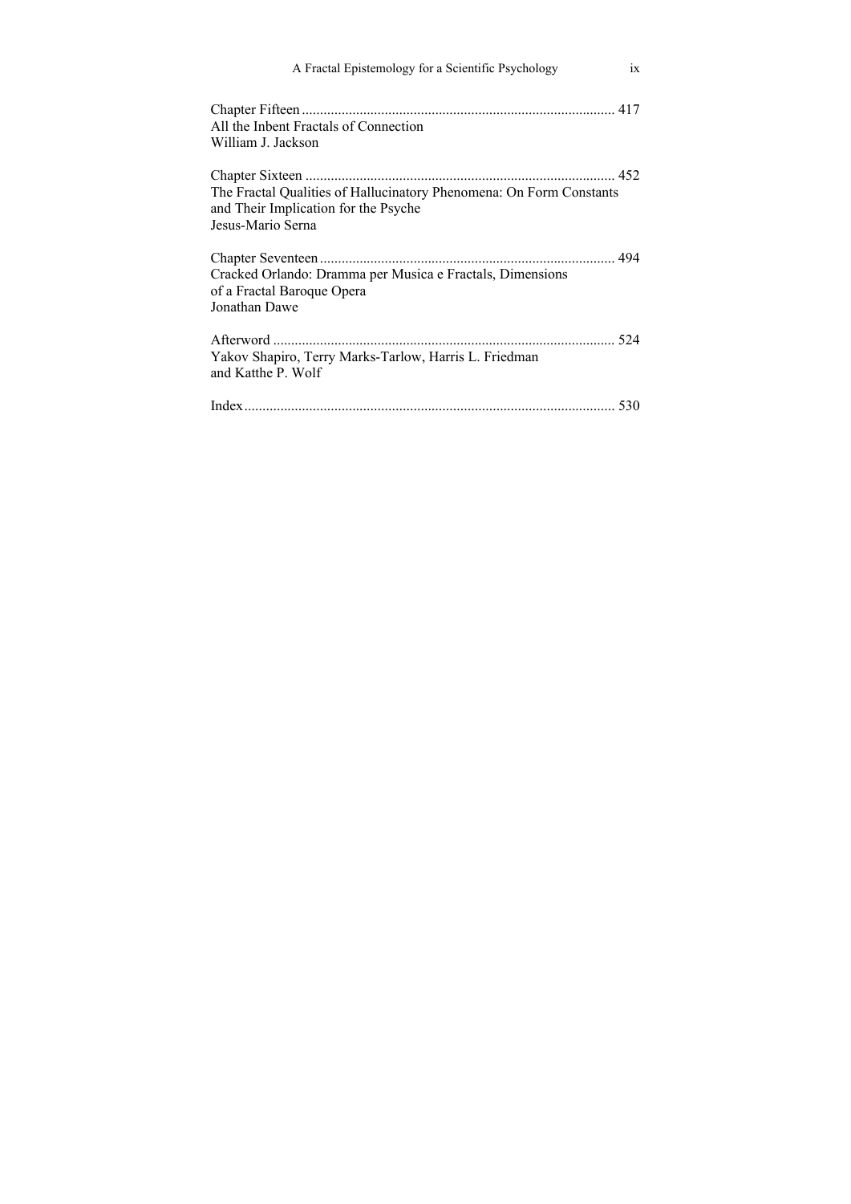Chapter Fifteen ...................................................................................... 417
All the Inbent Fractals of Connection
William J. Jackson

Chapter Sixteen ..................................................................................... 452
The Fractal Qualities of Hallucinatory Phenomena: On Form Constants and Their Implication for the Psyche
Jesus-Mario Serna

Chapter Seventeen ................................................................................. 494
Cracked Orlando: Dramma per Musica e Fractals, Dimensions of a Fractal Baroque Opera
Jonathan Dawe

Afterword .............................................................................................. 524
Yakov Shapiro, Terry Marks-Tarlow, Harris L. Friedman and Katthe P. Wolf

Index...................................................................................................... 530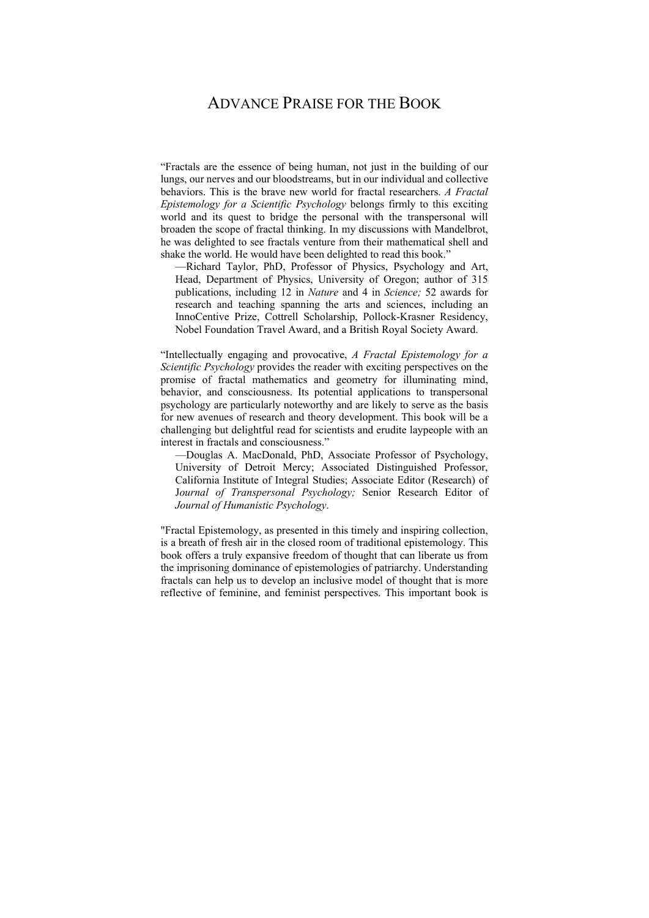# Advance Praise for the Book

"Fractals are the essence of being human, not just in the building of our lungs, our nerves and our bloodstreams, but in our individual and collective behaviors. This is the brave new world for fractal researchers. *A Fractal Epistemology for a Scientific Psychology* belongs firmly to this exciting world and its quest to bridge the personal with the transpersonal will broaden the scope of fractal thinking. In my discussions with Mandelbrot, he was delighted to see fractals venture from their mathematical shell and shake the world. He would have been delighted to read this book."

—Richard Taylor, PhD, Professor of Physics, Psychology and Art, Head, Department of Physics, University of Oregon; author of 315 publications, including 12 in *Nature* and 4 in *Science;* 52 awards for research and teaching spanning the arts and sciences, including an InnoCentive Prize, Cottrell Scholarship, Pollock-Krasner Residency, Nobel Foundation Travel Award, and a British Royal Society Award.

"Intellectually engaging and provocative, *A Fractal Epistemology for a Scientific Psychology* provides the reader with exciting perspectives on the promise of fractal mathematics and geometry for illuminating mind, behavior, and consciousness. Its potential applications to transpersonal psychology are particularly noteworthy and are likely to serve as the basis for new avenues of research and theory development. This book will be a challenging but delightful read for scientists and erudite laypeople with an interest in fractals and consciousness."

—Douglas A. MacDonald, PhD, Associate Professor of Psychology, University of Detroit Mercy; Associated Distinguished Professor, California Institute of Integral Studies; Associate Editor (Research) of *Journal of Transpersonal Psychology;* Senior Research Editor of *Journal of Humanistic Psychology*.

"Fractal Epistemology, as presented in this timely and inspiring collection, is a breath of fresh air in the closed room of traditional epistemology. This book offers a truly expansive freedom of thought that can liberate us from the imprisoning dominance of epistemologies of patriarchy. Understanding fractals can help us to develop an inclusive model of thought that is more reflective of feminine, and feminist perspectives. This important book is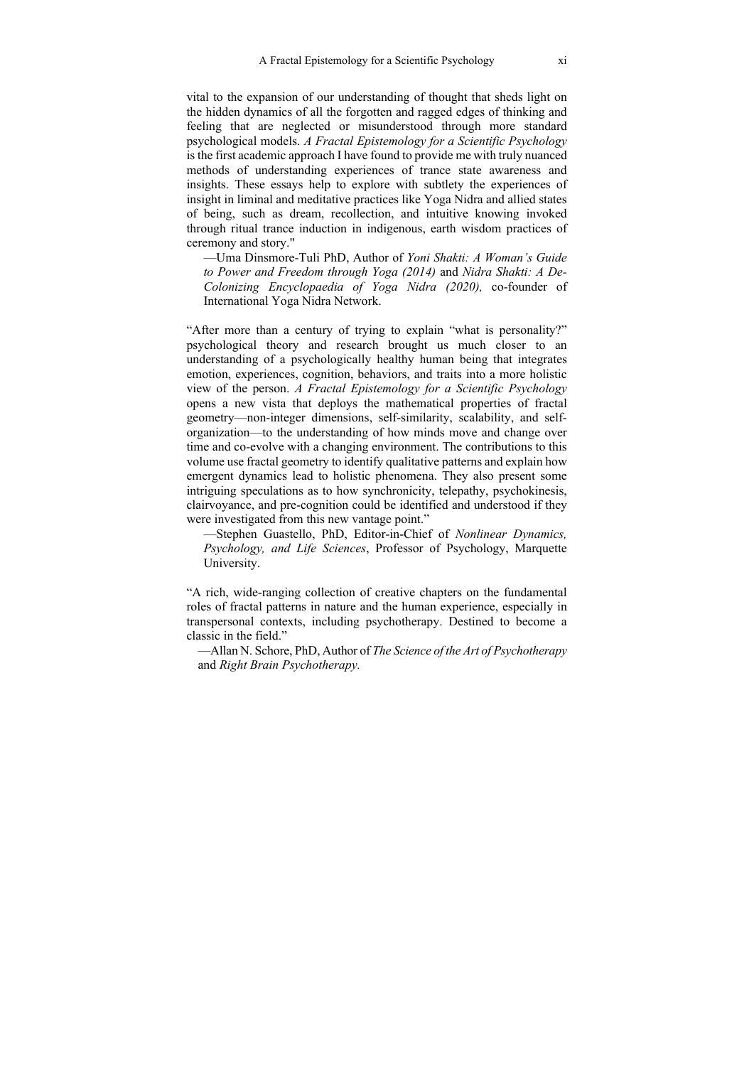vital to the expansion of our understanding of thought that sheds light on the hidden dynamics of all the forgotten and ragged edges of thinking and feeling that are neglected or misunderstood through more standard psychological models. *A Fractal Epistemology for a Scientific Psychology* is the first academic approach I have found to provide me with truly nuanced methods of understanding experiences of trance state awareness and insights. These essays help to explore with subtlety the experiences of insight in liminal and meditative practices like Yoga Nidra and allied states of being, such as dream, recollection, and intuitive knowing invoked through ritual trance induction in indigenous, earth wisdom practices of ceremony and story."

—Uma Dinsmore-Tuli PhD, Author of *Yoni Shakti: A Woman's Guide to Power and Freedom through Yoga (2014)* and *Nidra Shakti: A De-Colonizing Encyclopaedia of Yoga Nidra (2020),* co-founder of International Yoga Nidra Network.

"After more than a century of trying to explain "what is personality?" psychological theory and research brought us much closer to an understanding of a psychologically healthy human being that integrates emotion, experiences, cognition, behaviors, and traits into a more holistic view of the person. *A Fractal Epistemology for a Scientific Psychology* opens a new vista that deploys the mathematical properties of fractal geometry—non-integer dimensions, self-similarity, scalability, and self-organization—to the understanding of how minds move and change over time and co-evolve with a changing environment. The contributions to this volume use fractal geometry to identify qualitative patterns and explain how emergent dynamics lead to holistic phenomena. They also present some intriguing speculations as to how synchronicity, telepathy, psychokinesis, clairvoyance, and pre-cognition could be identified and understood if they were investigated from this new vantage point."

—Stephen Guastello, PhD, Editor-in-Chief of *Nonlinear Dynamics, Psychology, and Life Sciences*, Professor of Psychology, Marquette University.

"A rich, wide-ranging collection of creative chapters on the fundamental roles of fractal patterns in nature and the human experience, especially in transpersonal contexts, including psychotherapy. Destined to become a classic in the field."

—Allan N. Schore, PhD, Author of *The Science of the Art of Psychotherapy* and *Right Brain Psychotherapy.*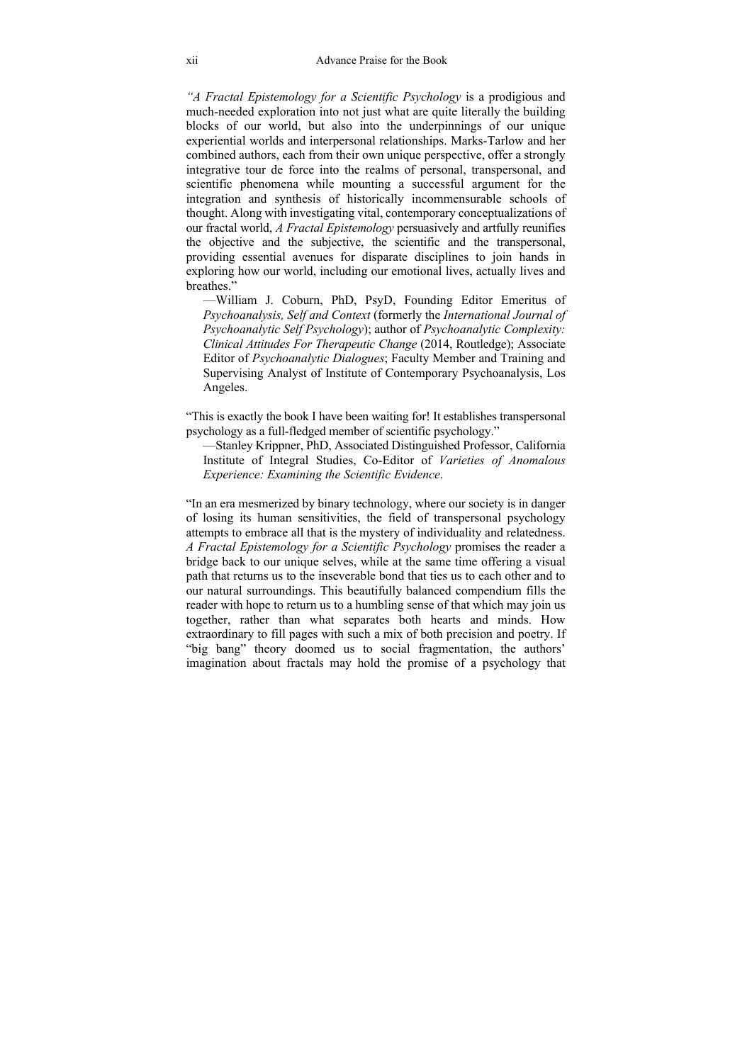*"A Fractal Epistemology for a Scientific Psychology* is a prodigious and much-needed exploration into not just what are quite literally the building blocks of our world, but also into the underpinnings of our unique experiential worlds and interpersonal relationships. Marks-Tarlow and her combined authors, each from their own unique perspective, offer a strongly integrative tour de force into the realms of personal, transpersonal, and scientific phenomena while mounting a successful argument for the integration and synthesis of historically incommensurable schools of thought. Along with investigating vital, contemporary conceptualizations of our fractal world, *A Fractal Epistemology* persuasively and artfully reunifies the objective and the subjective, the scientific and the transpersonal, providing essential avenues for disparate disciplines to join hands in exploring how our world, including our emotional lives, actually lives and breathes."

—William J. Coburn, PhD, PsyD, Founding Editor Emeritus of *Psychoanalysis, Self and Context* (formerly the *International Journal of Psychoanalytic Self Psychology*); author of *Psychoanalytic Complexity: Clinical Attitudes For Therapeutic Change* (2014, Routledge); Associate Editor of *Psychoanalytic Dialogues*; Faculty Member and Training and Supervising Analyst of Institute of Contemporary Psychoanalysis, Los Angeles.

"This is exactly the book I have been waiting for! It establishes transpersonal psychology as a full-fledged member of scientific psychology."

—Stanley Krippner, PhD, Associated Distinguished Professor, California Institute of Integral Studies, Co-Editor of *Varieties of Anomalous Experience: Examining the Scientific Evidence*.

"In an era mesmerized by binary technology, where our society is in danger of losing its human sensitivities, the field of transpersonal psychology attempts to embrace all that is the mystery of individuality and relatedness. *A Fractal Epistemology for a Scientific Psychology* promises the reader a bridge back to our unique selves, while at the same time offering a visual path that returns us to the inseverable bond that ties us to each other and to our natural surroundings. This beautifully balanced compendium fills the reader with hope to return us to a humbling sense of that which may join us together, rather than what separates both hearts and minds. How extraordinary to fill pages with such a mix of both precision and poetry. If "big bang" theory doomed us to social fragmentation, the authors' imagination about fractals may hold the promise of a psychology that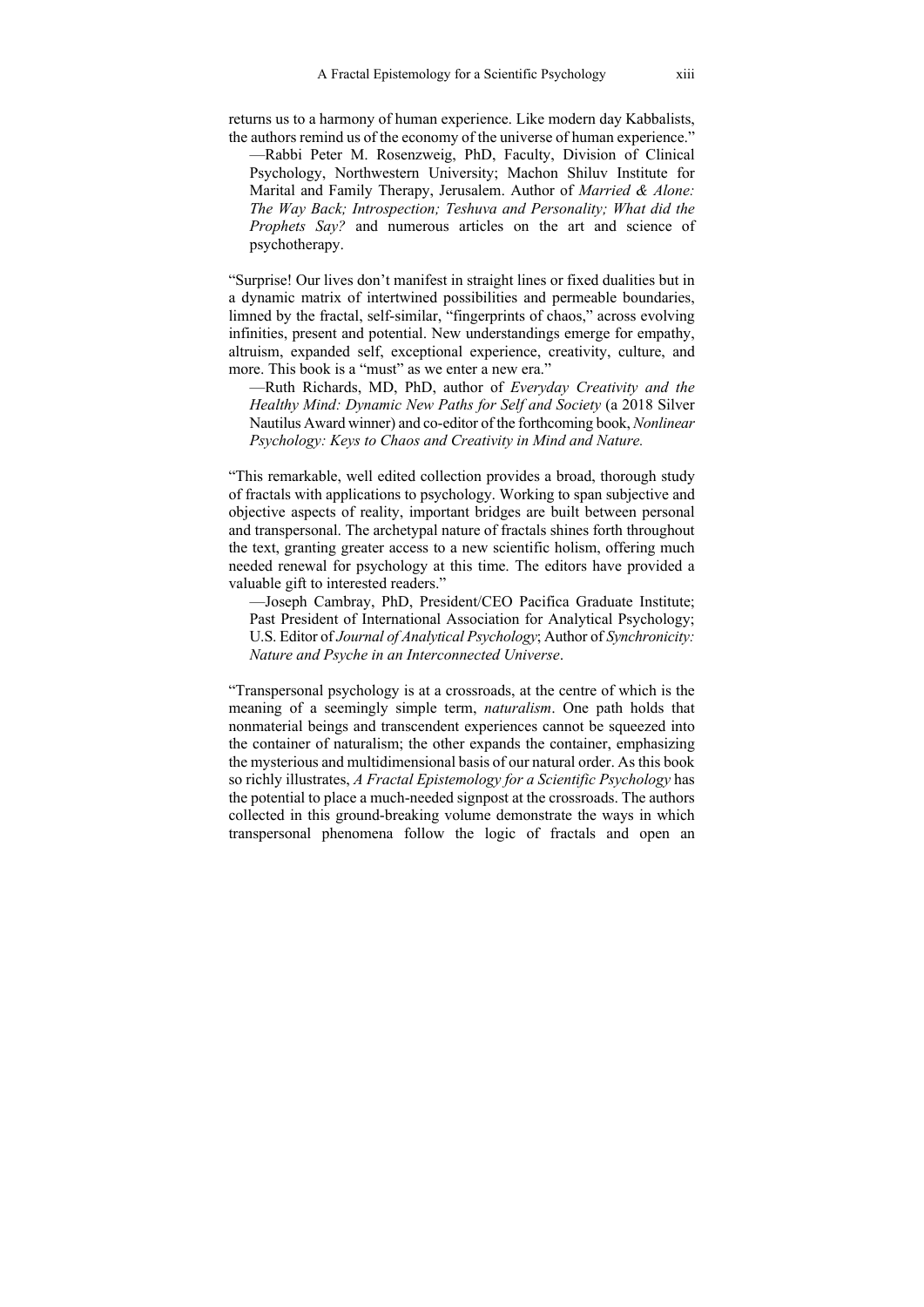returns us to a harmony of human experience. Like modern day Kabbalists, the authors remind us of the economy of the universe of human experience."

—Rabbi Peter M. Rosenzweig, PhD, Faculty, Division of Clinical Psychology, Northwestern University; Machon Shiluv Institute for Marital and Family Therapy, Jerusalem. Author of *Married & Alone: The Way Back; Introspection; Teshuva and Personality; What did the Prophets Say?* and numerous articles on the art and science of psychotherapy.

"Surprise! Our lives don't manifest in straight lines or fixed dualities but in a dynamic matrix of intertwined possibilities and permeable boundaries, limned by the fractal, self-similar, "fingerprints of chaos," across evolving infinities, present and potential. New understandings emerge for empathy, altruism, expanded self, exceptional experience, creativity, culture, and more. This book is a "must" as we enter a new era."

—Ruth Richards, MD, PhD, author of *Everyday Creativity and the Healthy Mind: Dynamic New Paths for Self and Society* (a 2018 Silver Nautilus Award winner) and co-editor of the forthcoming book, *Nonlinear Psychology: Keys to Chaos and Creativity in Mind and Nature.*

"This remarkable, well edited collection provides a broad, thorough study of fractals with applications to psychology. Working to span subjective and objective aspects of reality, important bridges are built between personal and transpersonal. The archetypal nature of fractals shines forth throughout the text, granting greater access to a new scientific holism, offering much needed renewal for psychology at this time. The editors have provided a valuable gift to interested readers."

—Joseph Cambray, PhD, President/CEO Pacifica Graduate Institute; Past President of International Association for Analytical Psychology; U.S. Editor of *Journal of Analytical Psychology*; Author of *Synchronicity: Nature and Psyche in an Interconnected Universe*.

"Transpersonal psychology is at a crossroads, at the centre of which is the meaning of a seemingly simple term, *naturalism*. One path holds that nonmaterial beings and transcendent experiences cannot be squeezed into the container of naturalism; the other expands the container, emphasizing the mysterious and multidimensional basis of our natural order. As this book so richly illustrates, *A Fractal Epistemology for a Scientific Psychology* has the potential to place a much-needed signpost at the crossroads. The authors collected in this ground-breaking volume demonstrate the ways in which transpersonal phenomena follow the logic of fractals and open an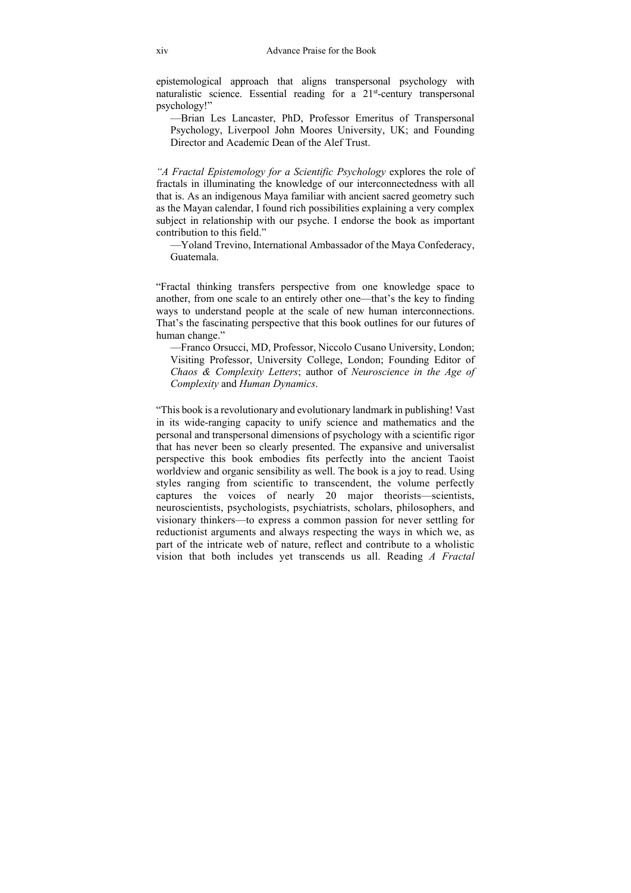epistemological approach that aligns transpersonal psychology with naturalistic science. Essential reading for a 21st-century transpersonal psychology!"

—Brian Les Lancaster, PhD, Professor Emeritus of Transpersonal Psychology, Liverpool John Moores University, UK; and Founding Director and Academic Dean of the Alef Trust.

*"A Fractal Epistemology for a Scientific Psychology* explores the role of fractals in illuminating the knowledge of our interconnectedness with all that is. As an indigenous Maya familiar with ancient sacred geometry such as the Mayan calendar, I found rich possibilities explaining a very complex subject in relationship with our psyche. I endorse the book as important contribution to this field."

—Yoland Trevino, International Ambassador of the Maya Confederacy, Guatemala.

"Fractal thinking transfers perspective from one knowledge space to another, from one scale to an entirely other one—that's the key to finding ways to understand people at the scale of new human interconnections. That's the fascinating perspective that this book outlines for our futures of human change."

—Franco Orsucci, MD, Professor, Niccolo Cusano University, London; Visiting Professor, University College, London; Founding Editor of *Chaos & Complexity Letters*; author of *Neuroscience in the Age of Complexity* and *Human Dynamics*.

"This book is a revolutionary and evolutionary landmark in publishing! Vast in its wide-ranging capacity to unify science and mathematics and the personal and transpersonal dimensions of psychology with a scientific rigor that has never been so clearly presented. The expansive and universalist perspective this book embodies fits perfectly into the ancient Taoist worldview and organic sensibility as well. The book is a joy to read. Using styles ranging from scientific to transcendent, the volume perfectly captures the voices of nearly 20 major theorists—scientists, neuroscientists, psychologists, psychiatrists, scholars, philosophers, and visionary thinkers—to express a common passion for never settling for reductionist arguments and always respecting the ways in which we, as part of the intricate web of nature, reflect and contribute to a wholistic vision that both includes yet transcends us all. Reading *A Fractal*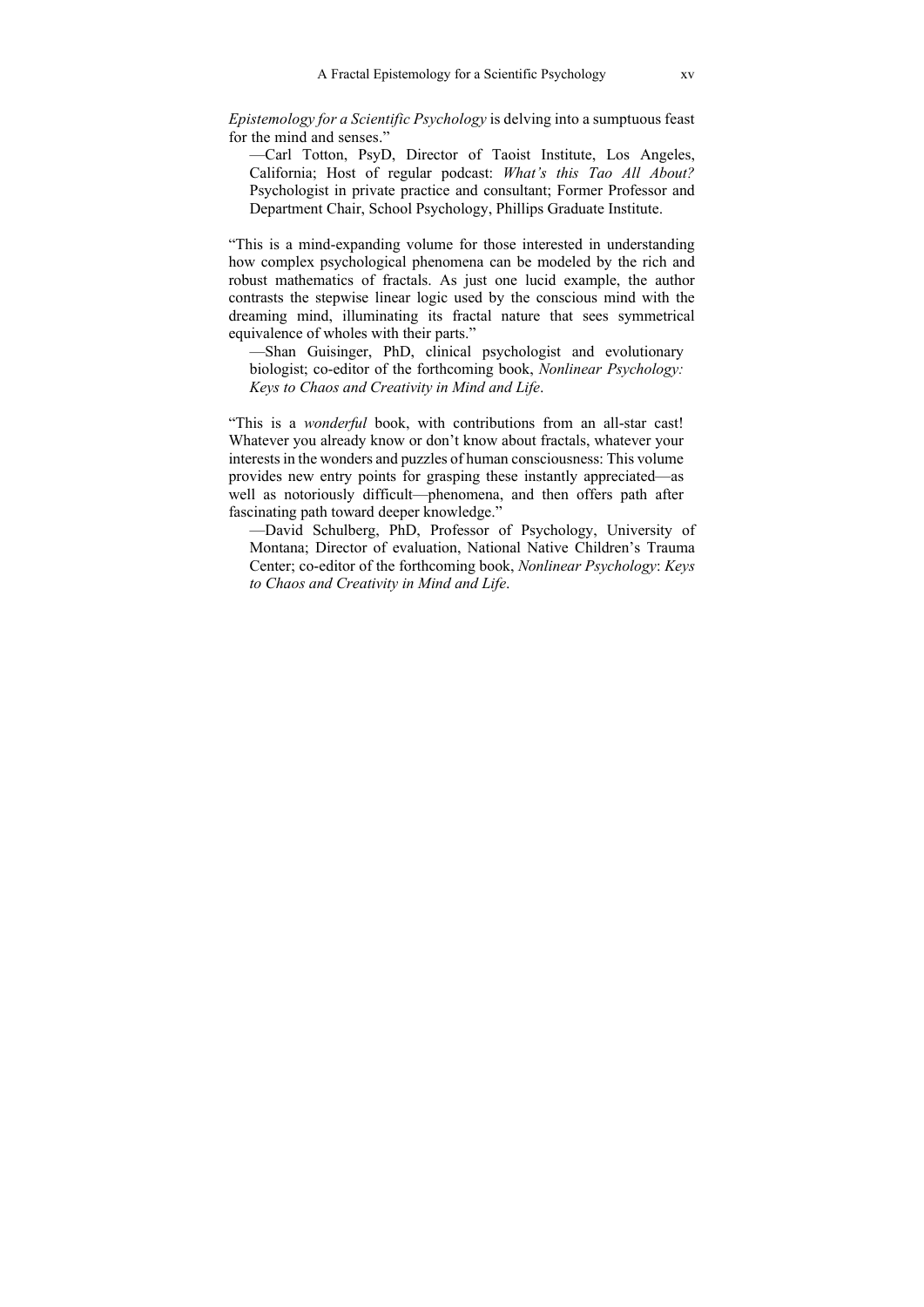*Epistemology for a Scientific Psychology* is delving into a sumptuous feast for the mind and senses."

—Carl Totton, PsyD, Director of Taoist Institute, Los Angeles, California; Host of regular podcast: *What's this Tao All About?* Psychologist in private practice and consultant; Former Professor and Department Chair, School Psychology, Phillips Graduate Institute.

"This is a mind-expanding volume for those interested in understanding how complex psychological phenomena can be modeled by the rich and robust mathematics of fractals. As just one lucid example, the author contrasts the stepwise linear logic used by the conscious mind with the dreaming mind, illuminating its fractal nature that sees symmetrical equivalence of wholes with their parts."

—Shan Guisinger, PhD, clinical psychologist and evolutionary biologist; co-editor of the forthcoming book, *Nonlinear Psychology: Keys to Chaos and Creativity in Mind and Life*.

"This is a *wonderful* book, with contributions from an all-star cast! Whatever you already know or don't know about fractals, whatever your interests in the wonders and puzzles of human consciousness: This volume provides new entry points for grasping these instantly appreciated—as well as notoriously difficult—phenomena, and then offers path after fascinating path toward deeper knowledge."

—David Schulberg, PhD, Professor of Psychology, University of Montana; Director of evaluation, National Native Children's Trauma Center; co-editor of the forthcoming book, *Nonlinear Psychology*: *Keys to Chaos and Creativity in Mind and Life*.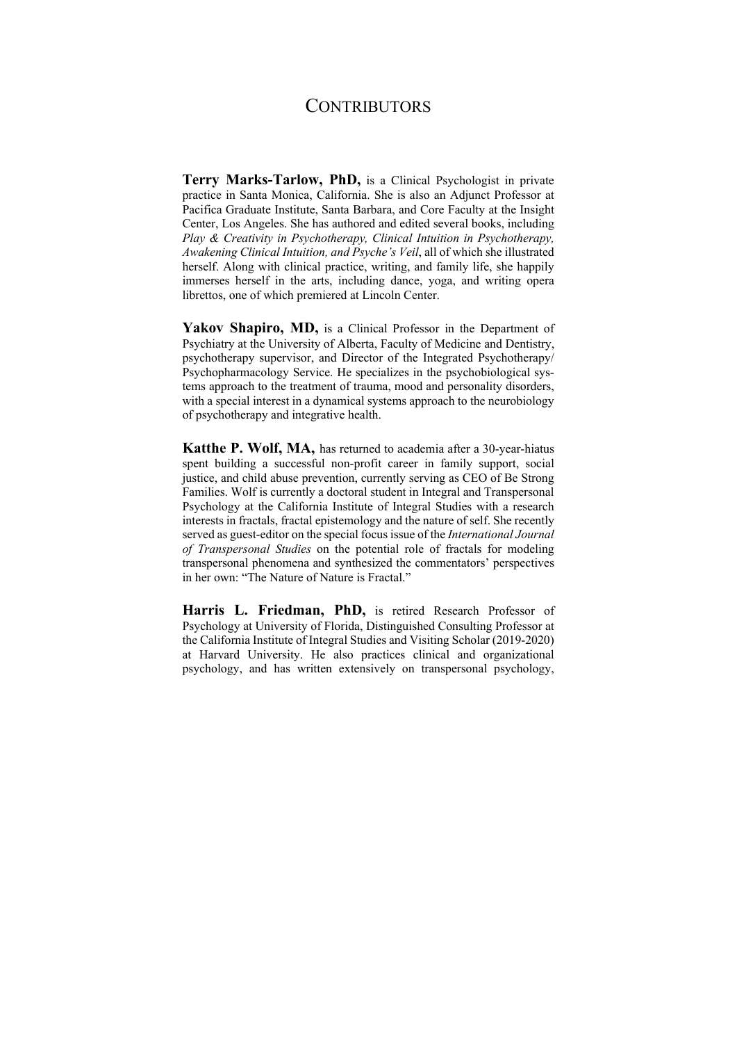# Contributors

**Terry Marks-Tarlow, PhD,** is a Clinical Psychologist in private practice in Santa Monica, California. She is also an Adjunct Professor at Pacifica Graduate Institute, Santa Barbara, and Core Faculty at the Insight Center, Los Angeles. She has authored and edited several books, including *Play & Creativity in Psychotherapy, Clinical Intuition in Psychotherapy, Awakening Clinical Intuition, and Psyche's Veil*, all of which she illustrated herself. Along with clinical practice, writing, and family life, she happily immerses herself in the arts, including dance, yoga, and writing opera librettos, one of which premiered at Lincoln Center.

**Yakov Shapiro, MD,** is a Clinical Professor in the Department of Psychiatry at the University of Alberta, Faculty of Medicine and Dentistry, psychotherapy supervisor, and Director of the Integrated Psychotherapy/ Psychopharmacology Service. He specializes in the psychobiological systems approach to the treatment of trauma, mood and personality disorders, with a special interest in a dynamical systems approach to the neurobiology of psychotherapy and integrative health.

**Katthe P. Wolf, MA,** has returned to academia after a 30-year-hiatus spent building a successful non-profit career in family support, social justice, and child abuse prevention, currently serving as CEO of Be Strong Families. Wolf is currently a doctoral student in Integral and Transpersonal Psychology at the California Institute of Integral Studies with a research interests in fractals, fractal epistemology and the nature of self. She recently served as guest-editor on the special focus issue of the *International Journal of Transpersonal Studies* on the potential role of fractals for modeling transpersonal phenomena and synthesized the commentators' perspectives in her own: "The Nature of Nature is Fractal."

**Harris L. Friedman, PhD,** is retired Research Professor of Psychology at University of Florida, Distinguished Consulting Professor at the California Institute of Integral Studies and Visiting Scholar (2019-2020) at Harvard University. He also practices clinical and organizational psychology, and has written extensively on transpersonal psychology,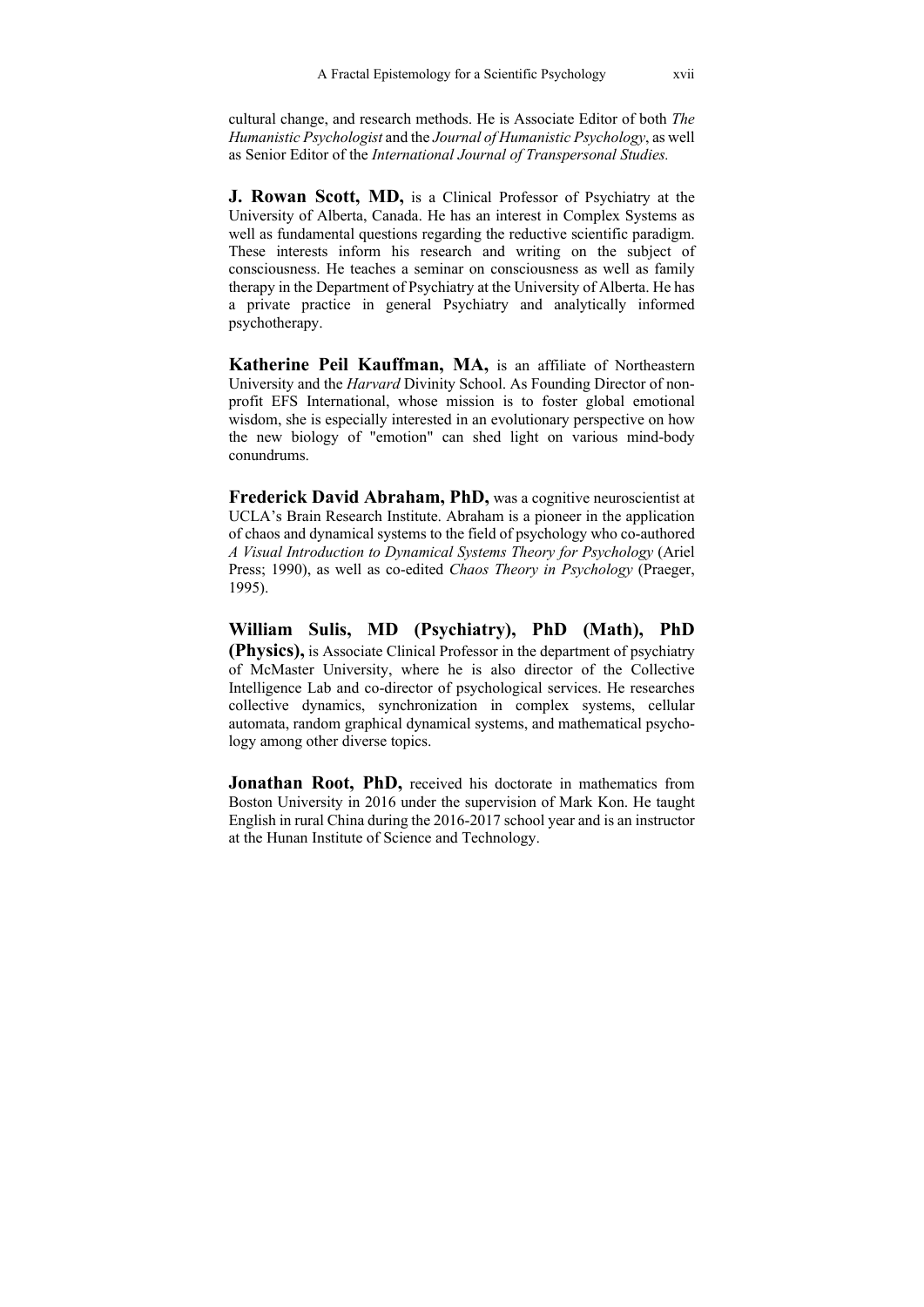cultural change, and research methods. He is Associate Editor of both *The Humanistic Psychologist* and the *Journal of Humanistic Psychology*, as well as Senior Editor of the *International Journal of Transpersonal Studies.*

**J. Rowan Scott, MD,** is a Clinical Professor of Psychiatry at the University of Alberta, Canada. He has an interest in Complex Systems as well as fundamental questions regarding the reductive scientific paradigm. These interests inform his research and writing on the subject of consciousness. He teaches a seminar on consciousness as well as family therapy in the Department of Psychiatry at the University of Alberta. He has a private practice in general Psychiatry and analytically informed psychotherapy.

**Katherine Peil Kauffman, MA,** is an affiliate of Northeastern University and the *Harvard* Divinity School. As Founding Director of non-profit EFS International, whose mission is to foster global emotional wisdom, she is especially interested in an evolutionary perspective on how the new biology of "emotion" can shed light on various mind-body conundrums.

**Frederick David Abraham, PhD,** was a cognitive neuroscientist at UCLA's Brain Research Institute. Abraham is a pioneer in the application of chaos and dynamical systems to the field of psychology who co-authored *A Visual Introduction to Dynamical Systems Theory for Psychology* (Ariel Press; 1990), as well as co-edited *Chaos Theory in Psychology* (Praeger, 1995).

**William Sulis, MD (Psychiatry), PhD (Math), PhD (Physics),** is Associate Clinical Professor in the department of psychiatry of McMaster University, where he is also director of the Collective Intelligence Lab and co-director of psychological services. He researches collective dynamics, synchronization in complex systems, cellular automata, random graphical dynamical systems, and mathematical psychology among other diverse topics.

**Jonathan Root, PhD,** received his doctorate in mathematics from Boston University in 2016 under the supervision of Mark Kon. He taught English in rural China during the 2016-2017 school year and is an instructor at the Hunan Institute of Science and Technology.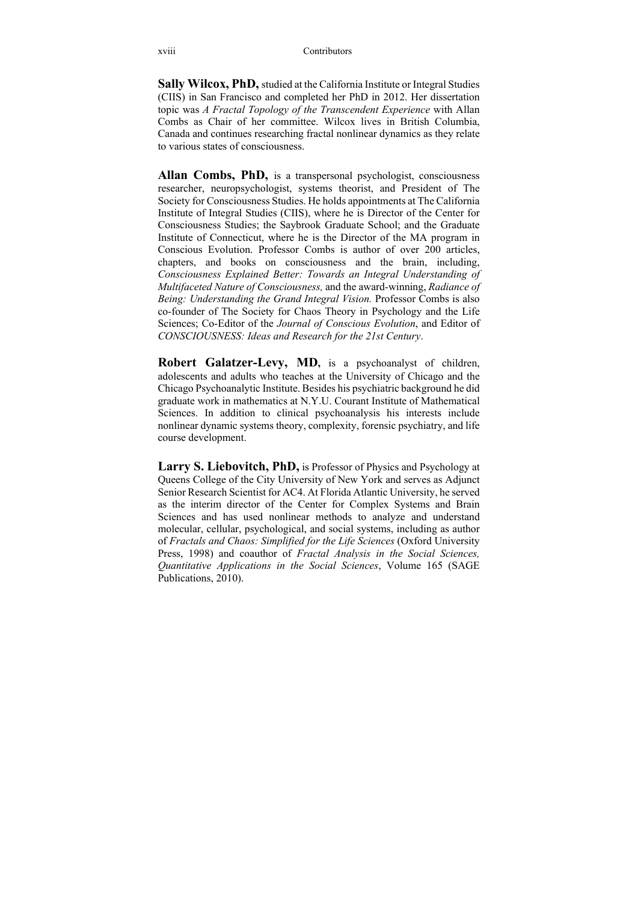**Sally Wilcox, PhD,** studied at the California Institute or Integral Studies (CIIS) in San Francisco and completed her PhD in 2012. Her dissertation topic was *A Fractal Topology of the Transcendent Experience* with Allan Combs as Chair of her committee. Wilcox lives in British Columbia, Canada and continues researching fractal nonlinear dynamics as they relate to various states of consciousness.

**Allan Combs, PhD,** is a transpersonal psychologist, consciousness researcher, neuropsychologist, systems theorist, and President of The Society for Consciousness Studies. He holds appointments at The California Institute of Integral Studies (CIIS), where he is Director of the Center for Consciousness Studies; the Saybrook Graduate School; and the Graduate Institute of Connecticut, where he is the Director of the MA program in Conscious Evolution. Professor Combs is author of over 200 articles, chapters, and books on consciousness and the brain, including, *Consciousness Explained Better: Towards an Integral Understanding of Multifaceted Nature of Consciousness,* and the award-winning, *Radiance of Being: Understanding the Grand Integral Vision.* Professor Combs is also co-founder of The Society for Chaos Theory in Psychology and the Life Sciences; Co-Editor of the *Journal of Conscious Evolution*, and Editor of *CONSCIOUSNESS: Ideas and Research for the 21st Century*.

**Robert Galatzer-Levy, MD,** is a psychoanalyst of children, adolescents and adults who teaches at the University of Chicago and the Chicago Psychoanalytic Institute. Besides his psychiatric background he did graduate work in mathematics at N.Y.U. Courant Institute of Mathematical Sciences. In addition to clinical psychoanalysis his interests include nonlinear dynamic systems theory, complexity, forensic psychiatry, and life course development.

**Larry S. Liebovitch, PhD,** is Professor of Physics and Psychology at Queens College of the City University of New York and serves as Adjunct Senior Research Scientist for AC4. At Florida Atlantic University, he served as the interim director of the Center for Complex Systems and Brain Sciences and has used nonlinear methods to analyze and understand molecular, cellular, psychological, and social systems, including as author of *Fractals and Chaos: Simplified for the Life Sciences* (Oxford University Press, 1998) and coauthor of *Fractal Analysis in the Social Sciences, Quantitative Applications in the Social Sciences*, Volume 165 (SAGE Publications, 2010).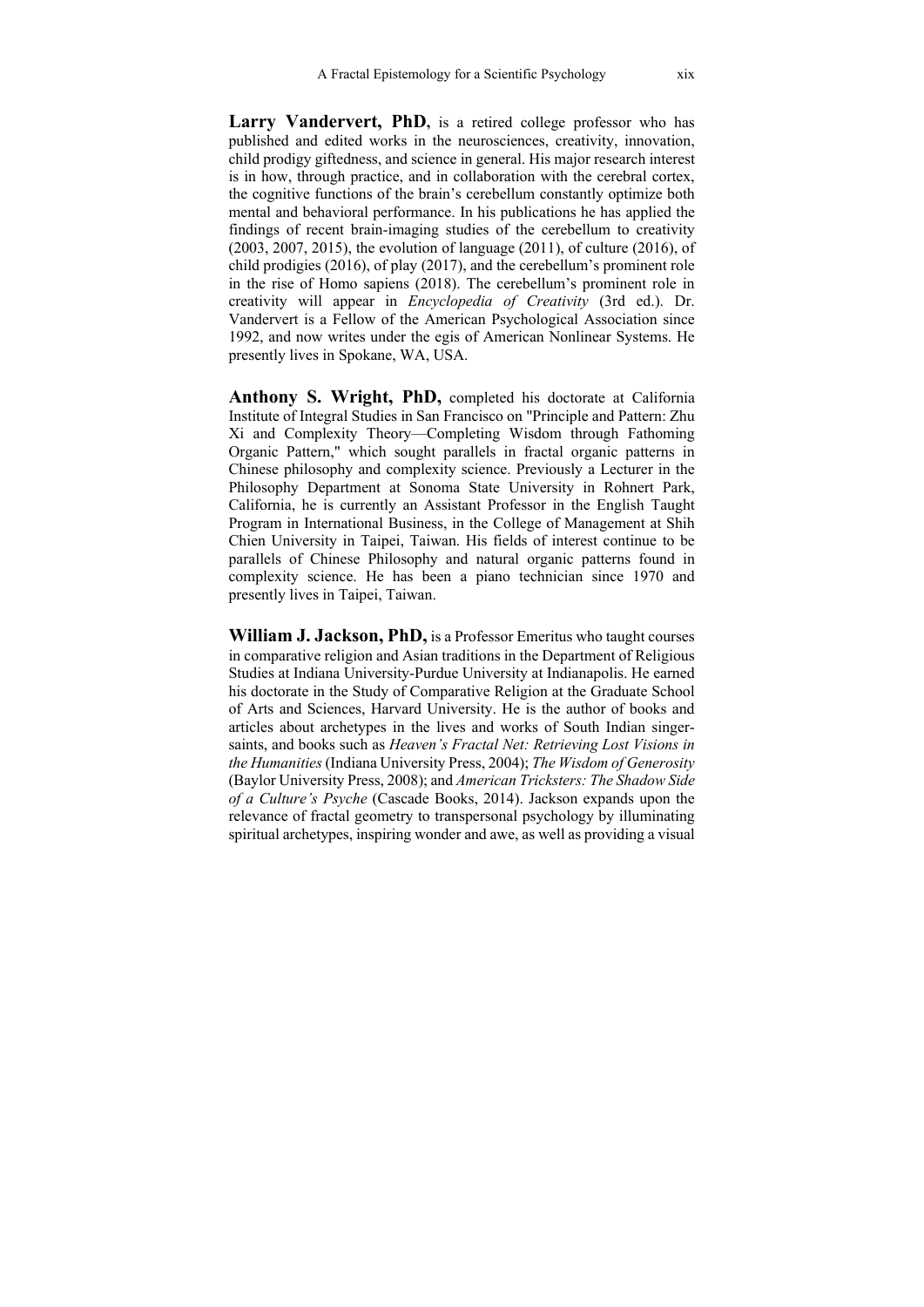**Larry Vandervert, PhD**, is a retired college professor who has published and edited works in the neurosciences, creativity, innovation, child prodigy giftedness, and science in general. His major research interest is in how, through practice, and in collaboration with the cerebral cortex, the cognitive functions of the brain's cerebellum constantly optimize both mental and behavioral performance. In his publications he has applied the findings of recent brain-imaging studies of the cerebellum to creativity (2003, 2007, 2015), the evolution of language (2011), of culture (2016), of child prodigies (2016), of play (2017), and the cerebellum's prominent role in the rise of Homo sapiens (2018). The cerebellum's prominent role in creativity will appear in *Encyclopedia of Creativity* (3rd ed.). Dr. Vandervert is a Fellow of the American Psychological Association since 1992, and now writes under the egis of American Nonlinear Systems. He presently lives in Spokane, WA, USA.

**Anthony S. Wright, PhD,** completed his doctorate at California Institute of Integral Studies in San Francisco on "Principle and Pattern: Zhu Xi and Complexity Theory—Completing Wisdom through Fathoming Organic Pattern," which sought parallels in fractal organic patterns in Chinese philosophy and complexity science. Previously a Lecturer in the Philosophy Department at Sonoma State University in Rohnert Park, California, he is currently an Assistant Professor in the English Taught Program in International Business, in the College of Management at Shih Chien University in Taipei, Taiwan. His fields of interest continue to be parallels of Chinese Philosophy and natural organic patterns found in complexity science. He has been a piano technician since 1970 and presently lives in Taipei, Taiwan.

**William J. Jackson, PhD,** is a Professor Emeritus who taught courses in comparative religion and Asian traditions in the Department of Religious Studies at Indiana University-Purdue University at Indianapolis. He earned his doctorate in the Study of Comparative Religion at the Graduate School of Arts and Sciences, Harvard University. He is the author of books and articles about archetypes in the lives and works of South Indian singer-saints, and books such as *Heaven's Fractal Net: Retrieving Lost Visions in the Humanities* (Indiana University Press, 2004); *The Wisdom of Generosity* (Baylor University Press, 2008); and *American Tricksters: The Shadow Side of a Culture's Psyche* (Cascade Books, 2014). Jackson expands upon the relevance of fractal geometry to transpersonal psychology by illuminating spiritual archetypes, inspiring wonder and awe, as well as providing a visual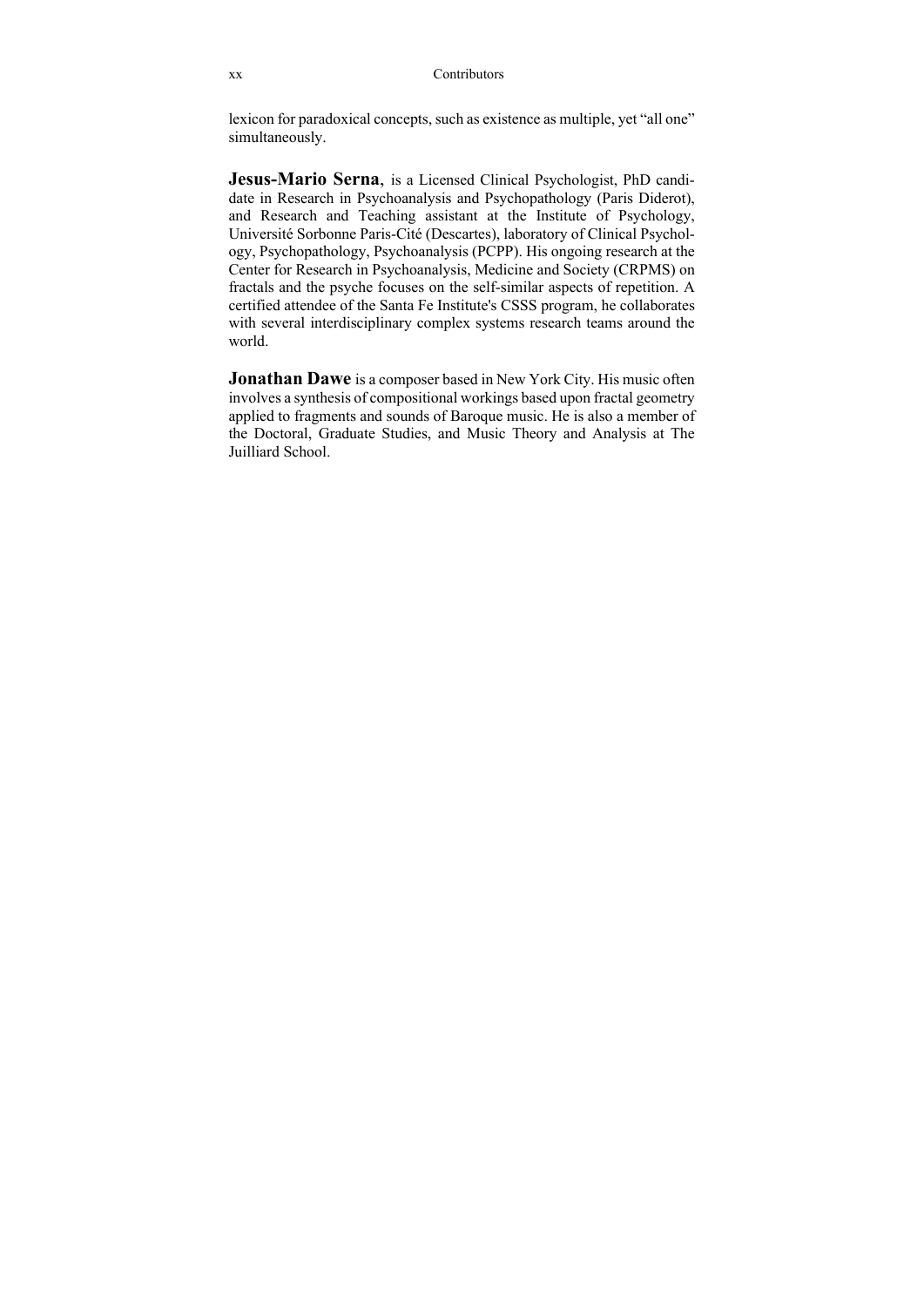lexicon for paradoxical concepts, such as existence as multiple, yet "all one" simultaneously.

**Jesus-Mario Serna**, is a Licensed Clinical Psychologist, PhD candidate in Research in Psychoanalysis and Psychopathology (Paris Diderot), and Research and Teaching assistant at the Institute of Psychology, Université Sorbonne Paris-Cité (Descartes), laboratory of Clinical Psychology, Psychopathology, Psychoanalysis (PCPP). His ongoing research at the Center for Research in Psychoanalysis, Medicine and Society (CRPMS) on fractals and the psyche focuses on the self-similar aspects of repetition. A certified attendee of the Santa Fe Institute's CSSS program, he collaborates with several interdisciplinary complex systems research teams around the world.

**Jonathan Dawe** is a composer based in New York City. His music often involves a synthesis of compositional workings based upon fractal geometry applied to fragments and sounds of Baroque music. He is also a member of the Doctoral, Graduate Studies, and Music Theory and Analysis at The Juilliard School.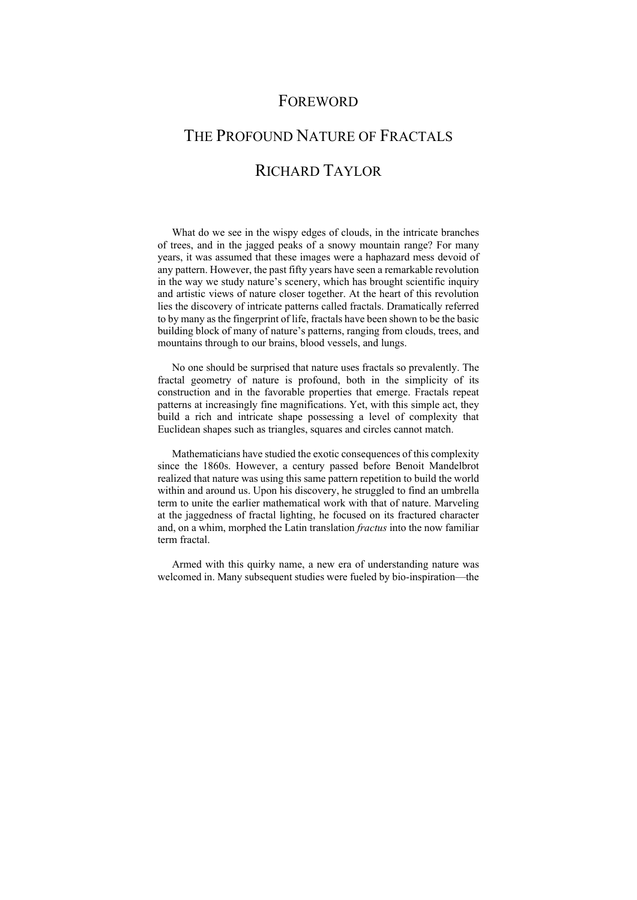# FOREWORD

# THE PROFOUND NATURE OF FRACTALS

## RICHARD TAYLOR

What do we see in the wispy edges of clouds, in the intricate branches of trees, and in the jagged peaks of a snowy mountain range? For many years, it was assumed that these images were a haphazard mess devoid of any pattern. However, the past fifty years have seen a remarkable revolution in the way we study nature's scenery, which has brought scientific inquiry and artistic views of nature closer together. At the heart of this revolution lies the discovery of intricate patterns called fractals. Dramatically referred to by many as the fingerprint of life, fractals have been shown to be the basic building block of many of nature's patterns, ranging from clouds, trees, and mountains through to our brains, blood vessels, and lungs.

No one should be surprised that nature uses fractals so prevalently. The fractal geometry of nature is profound, both in the simplicity of its construction and in the favorable properties that emerge. Fractals repeat patterns at increasingly fine magnifications. Yet, with this simple act, they build a rich and intricate shape possessing a level of complexity that Euclidean shapes such as triangles, squares and circles cannot match.

Mathematicians have studied the exotic consequences of this complexity since the 1860s. However, a century passed before Benoit Mandelbrot realized that nature was using this same pattern repetition to build the world within and around us. Upon his discovery, he struggled to find an umbrella term to unite the earlier mathematical work with that of nature. Marveling at the jaggedness of fractal lighting, he focused on its fractured character and, on a whim, morphed the Latin translation *fractus* into the now familiar term fractal.

Armed with this quirky name, a new era of understanding nature was welcomed in. Many subsequent studies were fueled by bio-inspiration—the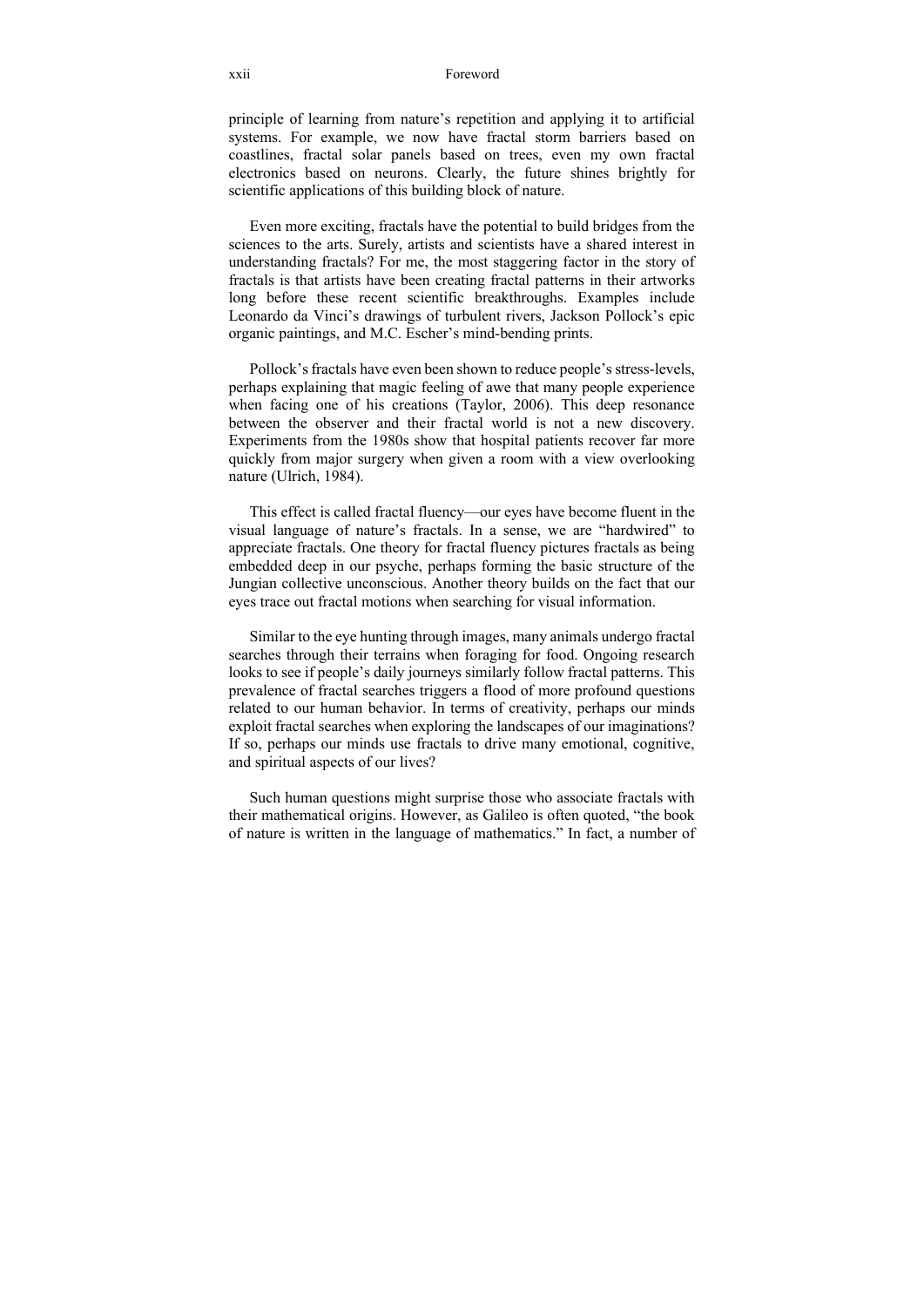principle of learning from nature's repetition and applying it to artificial systems. For example, we now have fractal storm barriers based on coastlines, fractal solar panels based on trees, even my own fractal electronics based on neurons. Clearly, the future shines brightly for scientific applications of this building block of nature.

Even more exciting, fractals have the potential to build bridges from the sciences to the arts. Surely, artists and scientists have a shared interest in understanding fractals? For me, the most staggering factor in the story of fractals is that artists have been creating fractal patterns in their artworks long before these recent scientific breakthroughs. Examples include Leonardo da Vinci's drawings of turbulent rivers, Jackson Pollock's epic organic paintings, and M.C. Escher's mind-bending prints.

Pollock's fractals have even been shown to reduce people's stress-levels, perhaps explaining that magic feeling of awe that many people experience when facing one of his creations (Taylor, 2006). This deep resonance between the observer and their fractal world is not a new discovery. Experiments from the 1980s show that hospital patients recover far more quickly from major surgery when given a room with a view overlooking nature (Ulrich, 1984).

This effect is called fractal fluency—our eyes have become fluent in the visual language of nature's fractals. In a sense, we are "hardwired" to appreciate fractals. One theory for fractal fluency pictures fractals as being embedded deep in our psyche, perhaps forming the basic structure of the Jungian collective unconscious. Another theory builds on the fact that our eyes trace out fractal motions when searching for visual information.

Similar to the eye hunting through images, many animals undergo fractal searches through their terrains when foraging for food. Ongoing research looks to see if people's daily journeys similarly follow fractal patterns. This prevalence of fractal searches triggers a flood of more profound questions related to our human behavior. In terms of creativity, perhaps our minds exploit fractal searches when exploring the landscapes of our imaginations? If so, perhaps our minds use fractals to drive many emotional, cognitive, and spiritual aspects of our lives?

Such human questions might surprise those who associate fractals with their mathematical origins. However, as Galileo is often quoted, "the book of nature is written in the language of mathematics." In fact, a number of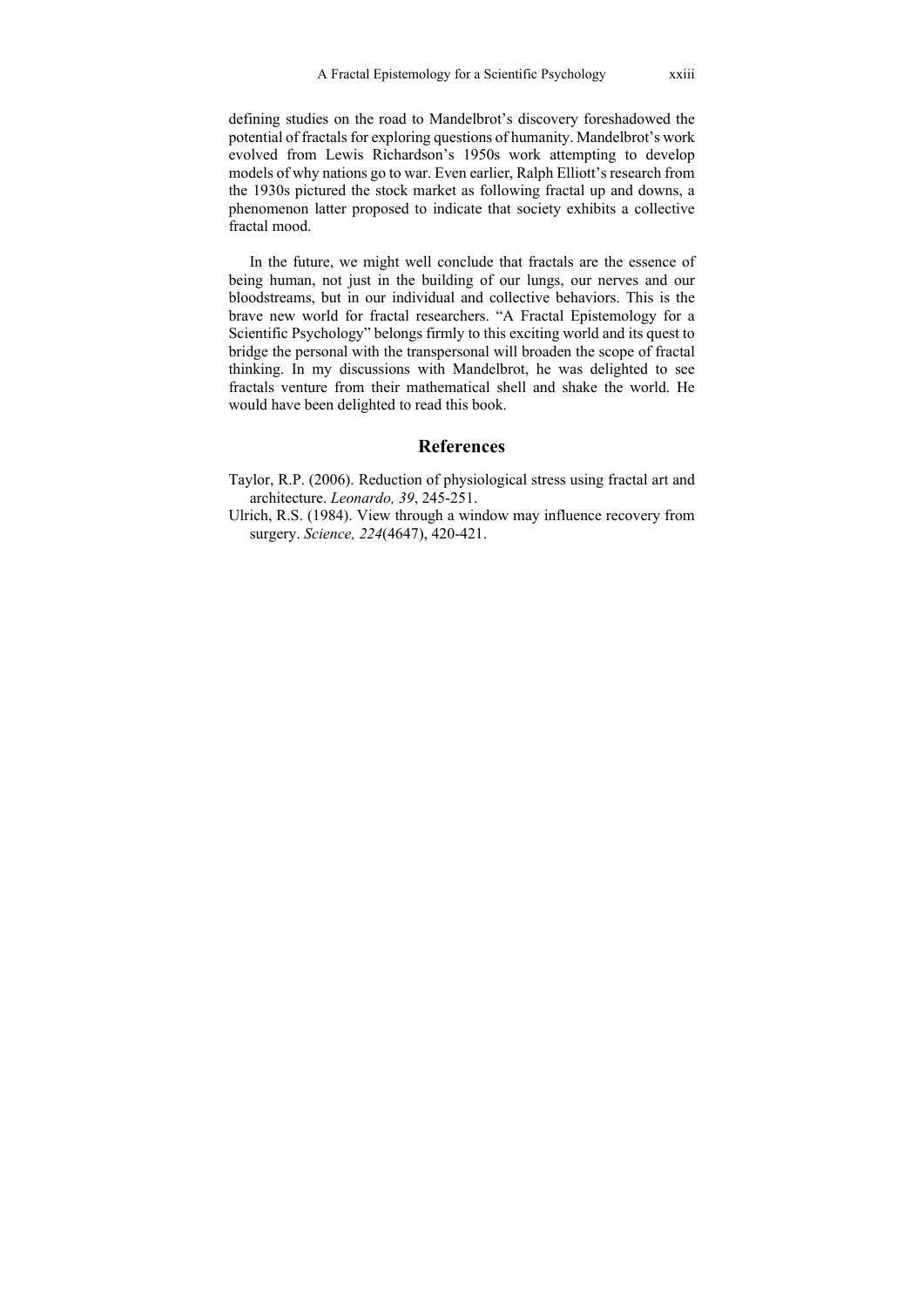defining studies on the road to Mandelbrot's discovery foreshadowed the potential of fractals for exploring questions of humanity. Mandelbrot's work evolved from Lewis Richardson's 1950s work attempting to develop models of why nations go to war. Even earlier, Ralph Elliott's research from the 1930s pictured the stock market as following fractal up and downs, a phenomenon latter proposed to indicate that society exhibits a collective fractal mood.

In the future, we might well conclude that fractals are the essence of being human, not just in the building of our lungs, our nerves and our bloodstreams, but in our individual and collective behaviors. This is the brave new world for fractal researchers. "A Fractal Epistemology for a Scientific Psychology" belongs firmly to this exciting world and its quest to bridge the personal with the transpersonal will broaden the scope of fractal thinking. In my discussions with Mandelbrot, he was delighted to see fractals venture from their mathematical shell and shake the world. He would have been delighted to read this book.

## References

Taylor, R.P. (2006). Reduction of physiological stress using fractal art and architecture. *Leonardo, 39*, 245-251.

Ulrich, R.S. (1984). View through a window may influence recovery from surgery. *Science, 224*(4647), 420-421.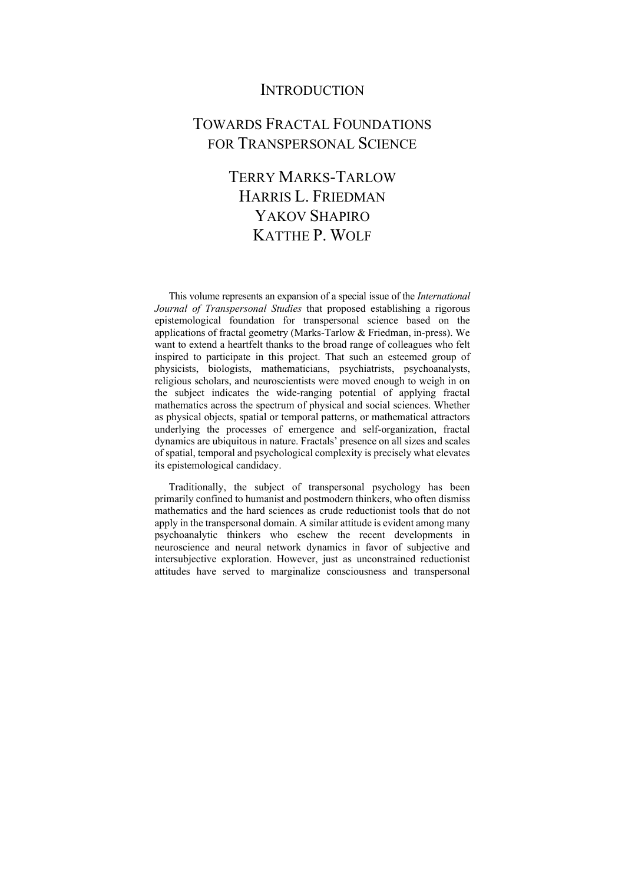# Introduction

## Towards Fractal Foundations for Transpersonal Science

### Terry Marks-Tarlow
### Harris L. Friedman
### Yakov Shapiro
### Katthe P. Wolf

This volume represents an expansion of a special issue of the *International Journal of Transpersonal Studies* that proposed establishing a rigorous epistemological foundation for transpersonal science based on the applications of fractal geometry (Marks-Tarlow & Friedman, in-press). We want to extend a heartfelt thanks to the broad range of colleagues who felt inspired to participate in this project. That such an esteemed group of physicists, biologists, mathematicians, psychiatrists, psychoanalysts, religious scholars, and neuroscientists were moved enough to weigh in on the subject indicates the wide-ranging potential of applying fractal mathematics across the spectrum of physical and social sciences. Whether as physical objects, spatial or temporal patterns, or mathematical attractors underlying the processes of emergence and self-organization, fractal dynamics are ubiquitous in nature. Fractals' presence on all sizes and scales of spatial, temporal and psychological complexity is precisely what elevates its epistemological candidacy.

Traditionally, the subject of transpersonal psychology has been primarily confined to humanist and postmodern thinkers, who often dismiss mathematics and the hard sciences as crude reductionist tools that do not apply in the transpersonal domain. A similar attitude is evident among many psychoanalytic thinkers who eschew the recent developments in neuroscience and neural network dynamics in favor of subjective and intersubjective exploration. However, just as unconstrained reductionist attitudes have served to marginalize consciousness and transpersonal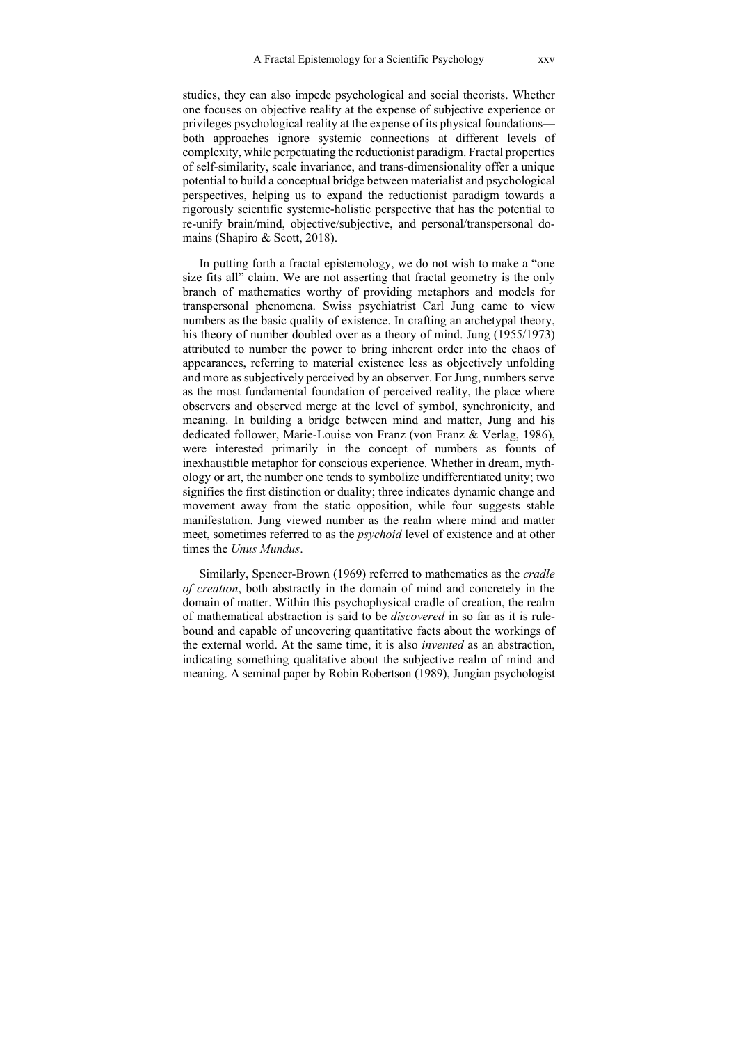studies, they can also impede psychological and social theorists. Whether one focuses on objective reality at the expense of subjective experience or privileges psychological reality at the expense of its physical foundations—both approaches ignore systemic connections at different levels of complexity, while perpetuating the reductionist paradigm. Fractal properties of self-similarity, scale invariance, and trans-dimensionality offer a unique potential to build a conceptual bridge between materialist and psychological perspectives, helping us to expand the reductionist paradigm towards a rigorously scientific systemic-holistic perspective that has the potential to re-unify brain/mind, objective/subjective, and personal/transpersonal domains (Shapiro & Scott, 2018).

In putting forth a fractal epistemology, we do not wish to make a "one size fits all" claim. We are not asserting that fractal geometry is the only branch of mathematics worthy of providing metaphors and models for transpersonal phenomena. Swiss psychiatrist Carl Jung came to view numbers as the basic quality of existence. In crafting an archetypal theory, his theory of number doubled over as a theory of mind. Jung (1955/1973) attributed to number the power to bring inherent order into the chaos of appearances, referring to material existence less as objectively unfolding and more as subjectively perceived by an observer. For Jung, numbers serve as the most fundamental foundation of perceived reality, the place where observers and observed merge at the level of symbol, synchronicity, and meaning. In building a bridge between mind and matter, Jung and his dedicated follower, Marie-Louise von Franz (von Franz & Verlag, 1986), were interested primarily in the concept of numbers as founts of inexhaustible metaphor for conscious experience. Whether in dream, mythology or art, the number one tends to symbolize undifferentiated unity; two signifies the first distinction or duality; three indicates dynamic change and movement away from the static opposition, while four suggests stable manifestation. Jung viewed number as the realm where mind and matter meet, sometimes referred to as the *psychoid* level of existence and at other times the *Unus Mundus*.

Similarly, Spencer-Brown (1969) referred to mathematics as the *cradle of creation*, both abstractly in the domain of mind and concretely in the domain of matter. Within this psychophysical cradle of creation, the realm of mathematical abstraction is said to be *discovered* in so far as it is rule-bound and capable of uncovering quantitative facts about the workings of the external world. At the same time, it is also *invented* as an abstraction, indicating something qualitative about the subjective realm of mind and meaning. A seminal paper by Robin Robertson (1989), Jungian psychologist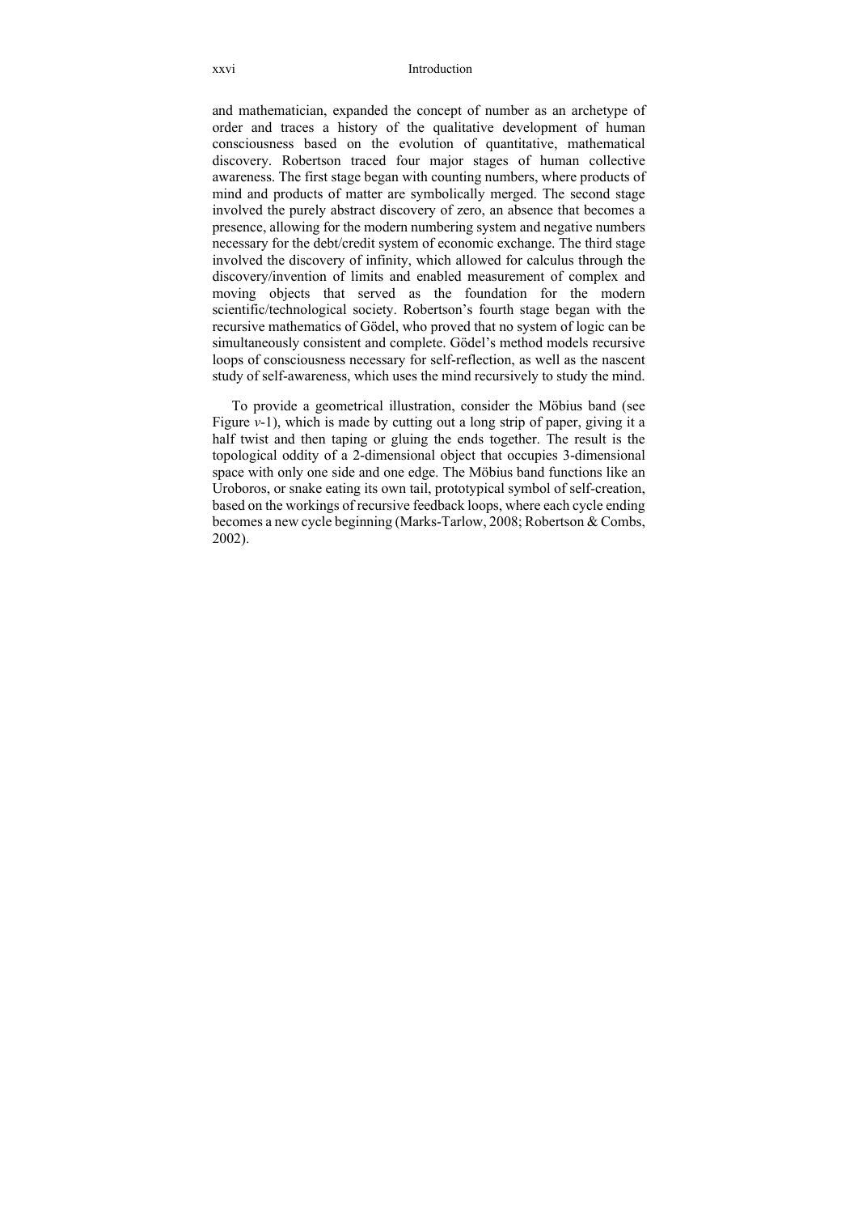and mathematician, expanded the concept of number as an archetype of order and traces a history of the qualitative development of human consciousness based on the evolution of quantitative, mathematical discovery. Robertson traced four major stages of human collective awareness. The first stage began with counting numbers, where products of mind and products of matter are symbolically merged. The second stage involved the purely abstract discovery of zero, an absence that becomes a presence, allowing for the modern numbering system and negative numbers necessary for the debt/credit system of economic exchange. The third stage involved the discovery of infinity, which allowed for calculus through the discovery/invention of limits and enabled measurement of complex and moving objects that served as the foundation for the modern scientific/technological society. Robertson's fourth stage began with the recursive mathematics of Gödel, who proved that no system of logic can be simultaneously consistent and complete. Gödel's method models recursive loops of consciousness necessary for self-reflection, as well as the nascent study of self-awareness, which uses the mind recursively to study the mind.

To provide a geometrical illustration, consider the Möbius band (see Figure *v*-1), which is made by cutting out a long strip of paper, giving it a half twist and then taping or gluing the ends together. The result is the topological oddity of a 2-dimensional object that occupies 3-dimensional space with only one side and one edge. The Möbius band functions like an Uroboros, or snake eating its own tail, prototypical symbol of self-creation, based on the workings of recursive feedback loops, where each cycle ending becomes a new cycle beginning (Marks-Tarlow, 2008; Robertson & Combs, 2002).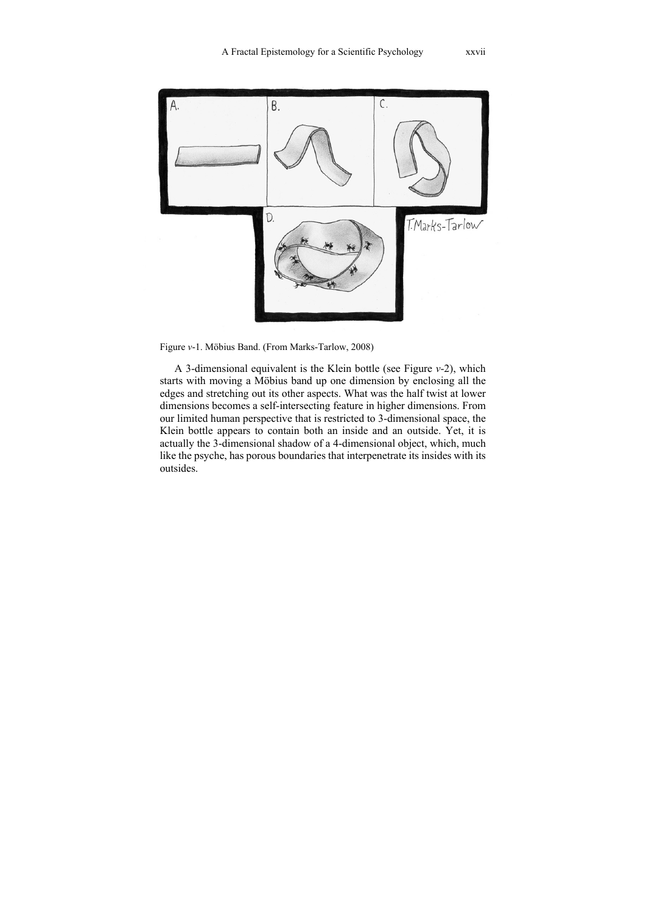Figure *v*-1. Möbius Band. (From Marks-Tarlow, 2008)

A 3-dimensional equivalent is the Klein bottle (see Figure *v*-2), which starts with moving a Möbius band up one dimension by enclosing all the edges and stretching out its other aspects. What was the half twist at lower dimensions becomes a self-intersecting feature in higher dimensions. From our limited human perspective that is restricted to 3-dimensional space, the Klein bottle appears to contain both an inside and an outside. Yet, it is actually the 3-dimensional shadow of a 4-dimensional object, which, much like the psyche, has porous boundaries that interpenetrate its insides with its outsides.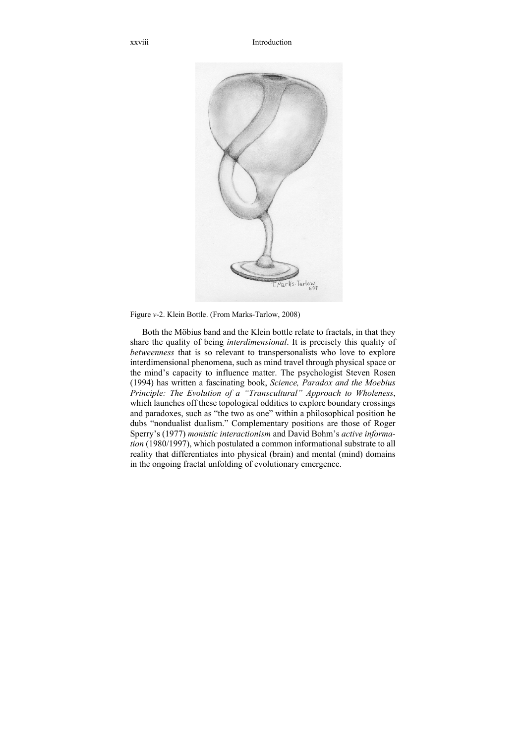Figure *v*-2. Klein Bottle. (From Marks-Tarlow, 2008)

Both the Möbius band and the Klein bottle relate to fractals, in that they share the quality of being *interdimensional*. It is precisely this quality of *betweenness* that is so relevant to transpersonalists who love to explore interdimensional phenomena, such as mind travel through physical space or the mind's capacity to influence matter. The psychologist Steven Rosen (1994) has written a fascinating book, *Science, Paradox and the Moebius Principle: The Evolution of a "Transcultural" Approach to Wholeness*, which launches off these topological oddities to explore boundary crossings and paradoxes, such as "the two as one" within a philosophical position he dubs "nondualist dualism." Complementary positions are those of Roger Sperry's (1977) *monistic interactionism* and David Bohm's *active information* (1980/1997), which postulated a common informational substrate to all reality that differentiates into physical (brain) and mental (mind) domains in the ongoing fractal unfolding of evolutionary emergence.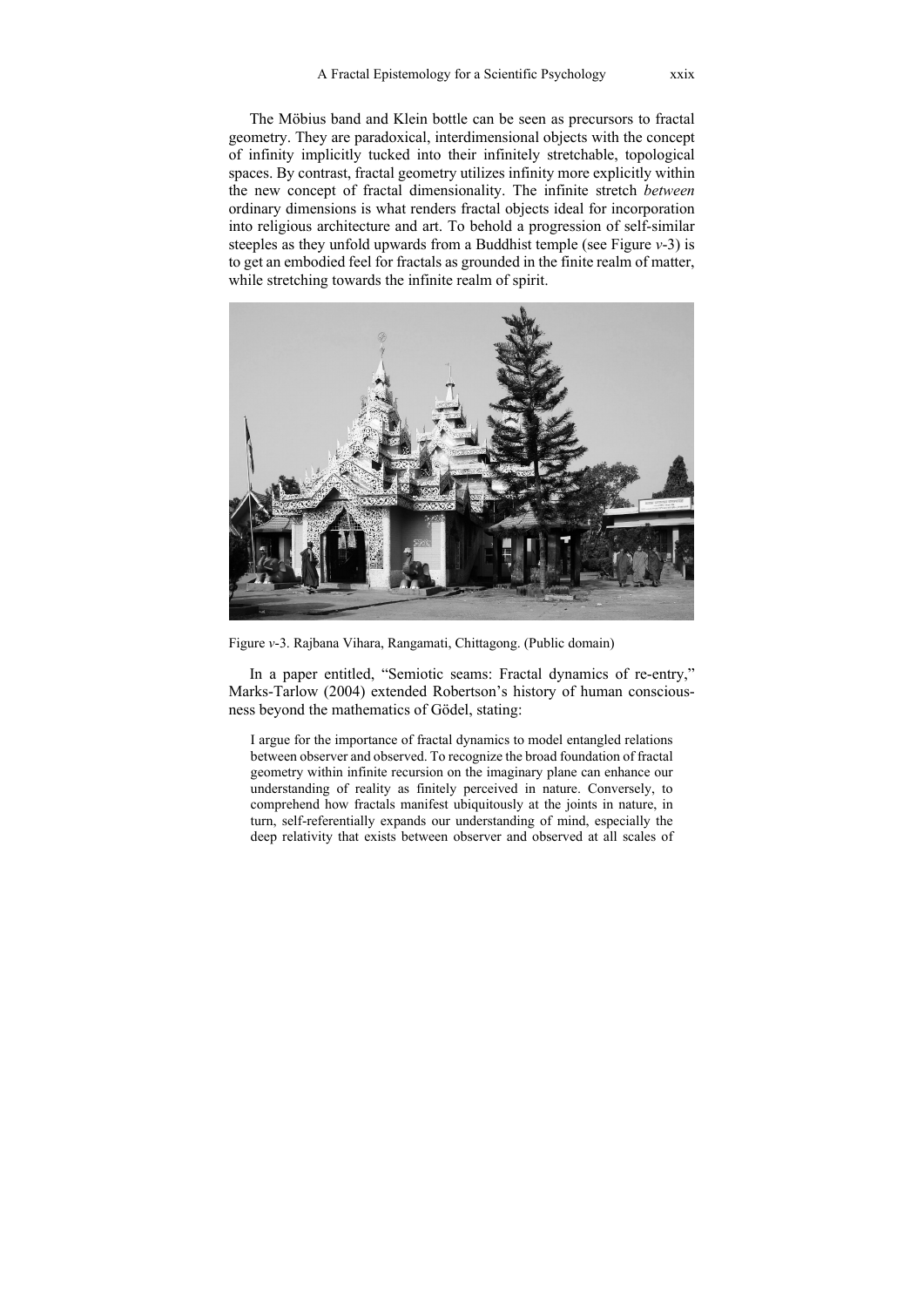The Möbius band and Klein bottle can be seen as precursors to fractal geometry. They are paradoxical, interdimensional objects with the concept of infinity implicitly tucked into their infinitely stretchable, topological spaces. By contrast, fractal geometry utilizes infinity more explicitly within the new concept of fractal dimensionality. The infinite stretch *between* ordinary dimensions is what renders fractal objects ideal for incorporation into religious architecture and art. To behold a progression of self-similar steeples as they unfold upwards from a Buddhist temple (see Figure *v*-3) is to get an embodied feel for fractals as grounded in the finite realm of matter, while stretching towards the infinite realm of spirit.

Figure *v*-3. Rajbana Vihara, Rangamati, Chittagong. (Public domain)

In a paper entitled, "Semiotic seams: Fractal dynamics of re-entry," Marks-Tarlow (2004) extended Robertson's history of human consciousness beyond the mathematics of Gödel, stating:

> I argue for the importance of fractal dynamics to model entangled relations between observer and observed. To recognize the broad foundation of fractal geometry within infinite recursion on the imaginary plane can enhance our understanding of reality as finitely perceived in nature. Conversely, to comprehend how fractals manifest ubiquitously at the joints in nature, in turn, self-referentially expands our understanding of mind, especially the deep relativity that exists between observer and observed at all scales of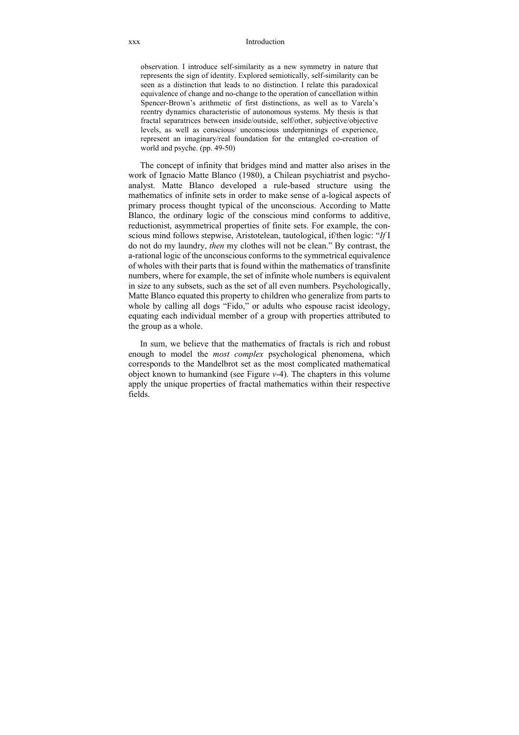> observation. I introduce self-similarity as a new symmetry in nature that represents the sign of identity. Explored semiotically, self-similarity can be seen as a distinction that leads to no distinction. I relate this paradoxical equivalence of change and no-change to the operation of cancellation within Spencer-Brown's arithmetic of first distinctions, as well as to Varela's reentry dynamics characteristic of autonomous systems. My thesis is that fractal separatrices between inside/outside, self/other, subjective/objective levels, as well as conscious/ unconscious underpinnings of experience, represent an imaginary/real foundation for the entangled co-creation of world and psyche. (pp. 49-50)

The concept of infinity that bridges mind and matter also arises in the work of Ignacio Matte Blanco (1980), a Chilean psychiatrist and psychoanalyst. Matte Blanco developed a rule-based structure using the mathematics of infinite sets in order to make sense of a-logical aspects of primary process thought typical of the unconscious. According to Matte Blanco, the ordinary logic of the conscious mind conforms to additive, reductionist, asymmetrical properties of finite sets. For example, the conscious mind follows stepwise, Aristotelean, tautological, if/then logic: "*If* I do not do my laundry, *then* my clothes will not be clean." By contrast, the a-rational logic of the unconscious conforms to the symmetrical equivalence of wholes with their parts that is found within the mathematics of transfinite numbers, where for example, the set of infinite whole numbers is equivalent in size to any subsets, such as the set of all even numbers. Psychologically, Matte Blanco equated this property to children who generalize from parts to whole by calling all dogs "Fido," or adults who espouse racist ideology, equating each individual member of a group with properties attributed to the group as a whole.

In sum, we believe that the mathematics of fractals is rich and robust enough to model the *most complex* psychological phenomena, which corresponds to the Mandelbrot set as the most complicated mathematical object known to humankind (see Figure *v*-4). The chapters in this volume apply the unique properties of fractal mathematics within their respective fields.